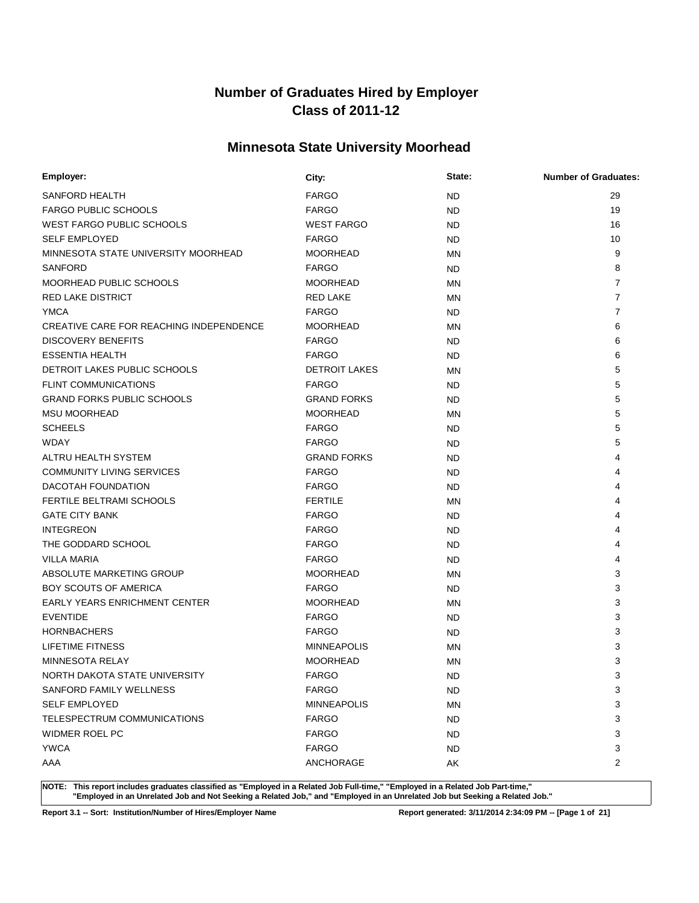# Number of Graduates Hired by Employer
# Class of 2011-12

## Minnesota State University Moorhead

| Employer: | City: | State: | Number of Graduates: |
|---|---|---|---|
| SANFORD HEALTH | FARGO | ND | 29 |
| FARGO PUBLIC SCHOOLS | FARGO | ND | 19 |
| WEST FARGO PUBLIC SCHOOLS | WEST FARGO | ND | 16 |
| SELF EMPLOYED | FARGO | ND | 10 |
| MINNESOTA STATE UNIVERSITY MOORHEAD | MOORHEAD | MN | 9 |
| SANFORD | FARGO | ND | 8 |
| MOORHEAD PUBLIC SCHOOLS | MOORHEAD | MN | 7 |
| RED LAKE DISTRICT | RED LAKE | MN | 7 |
| YMCA | FARGO | ND | 7 |
| CREATIVE CARE FOR REACHING INDEPENDENCE | MOORHEAD | MN | 6 |
| DISCOVERY BENEFITS | FARGO | ND | 6 |
| ESSENTIA HEALTH | FARGO | ND | 6 |
| DETROIT LAKES PUBLIC SCHOOLS | DETROIT LAKES | MN | 5 |
| FLINT COMMUNICATIONS | FARGO | ND | 5 |
| GRAND FORKS PUBLIC SCHOOLS | GRAND FORKS | ND | 5 |
| MSU MOORHEAD | MOORHEAD | MN | 5 |
| SCHEELS | FARGO | ND | 5 |
| WDAY | FARGO | ND | 5 |
| ALTRU HEALTH SYSTEM | GRAND FORKS | ND | 4 |
| COMMUNITY LIVING SERVICES | FARGO | ND | 4 |
| DACOTAH FOUNDATION | FARGO | ND | 4 |
| FERTILE BELTRAMI SCHOOLS | FERTILE | MN | 4 |
| GATE CITY BANK | FARGO | ND | 4 |
| INTEGREON | FARGO | ND | 4 |
| THE GODDARD SCHOOL | FARGO | ND | 4 |
| VILLA MARIA | FARGO | ND | 4 |
| ABSOLUTE MARKETING GROUP | MOORHEAD | MN | 3 |
| BOY SCOUTS OF AMERICA | FARGO | ND | 3 |
| EARLY YEARS ENRICHMENT CENTER | MOORHEAD | MN | 3 |
| EVENTIDE | FARGO | ND | 3 |
| HORNBACHERS | FARGO | ND | 3 |
| LIFETIME FITNESS | MINNEAPOLIS | MN | 3 |
| MINNESOTA RELAY | MOORHEAD | MN | 3 |
| NORTH DAKOTA STATE UNIVERSITY | FARGO | ND | 3 |
| SANFORD FAMILY WELLNESS | FARGO | ND | 3 |
| SELF EMPLOYED | MINNEAPOLIS | MN | 3 |
| TELESPECTRUM COMMUNICATIONS | FARGO | ND | 3 |
| WIDMER ROEL PC | FARGO | ND | 3 |
| YWCA | FARGO | ND | 3 |
| AAA | ANCHORAGE | AK | 2 |

**NOTE: This report includes graduates classified as "Employed in a Related Job Full-time," "Employed in a Related Job Part-time," "Employed in an Unrelated Job and Not Seeking a Related Job," and "Employed in an Unrelated Job but Seeking a Related Job."**

**Report 3.1 -- Sort: Institution/Number of Hires/Employer Name** **Report generated: 3/11/2014 2:34:09 PM**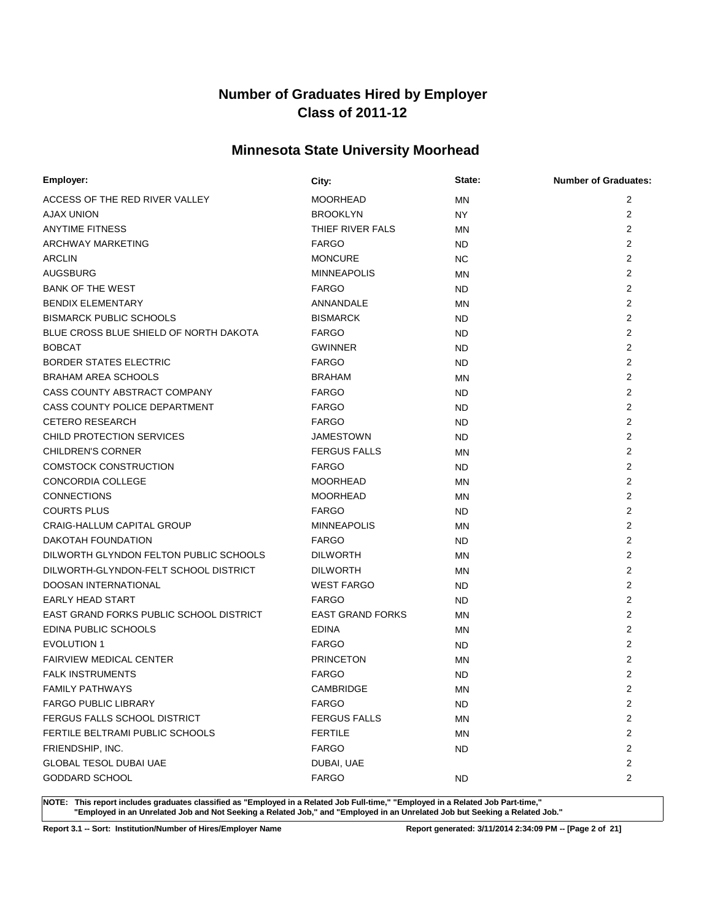# Number of Graduates Hired by Employer
# Class of 2011-12

## Minnesota State University Moorhead

| Employer: | City: | State: | Number of Graduates: |
|---|---|---|---|
| ACCESS OF THE RED RIVER VALLEY | MOORHEAD | MN | 2 |
| AJAX UNION | BROOKLYN | NY | 2 |
| ANYTIME FITNESS | THIEF RIVER FALS | MN | 2 |
| ARCHWAY MARKETING | FARGO | ND | 2 |
| ARCLIN | MONCURE | NC | 2 |
| AUGSBURG | MINNEAPOLIS | MN | 2 |
| BANK OF THE WEST | FARGO | ND | 2 |
| BENDIX ELEMENTARY | ANNANDALE | MN | 2 |
| BISMARCK PUBLIC SCHOOLS | BISMARCK | ND | 2 |
| BLUE CROSS BLUE SHIELD OF NORTH DAKOTA | FARGO | ND | 2 |
| BOBCAT | GWINNER | ND | 2 |
| BORDER STATES ELECTRIC | FARGO | ND | 2 |
| BRAHAM AREA SCHOOLS | BRAHAM | MN | 2 |
| CASS COUNTY ABSTRACT COMPANY | FARGO | ND | 2 |
| CASS COUNTY POLICE DEPARTMENT | FARGO | ND | 2 |
| CETERO RESEARCH | FARGO | ND | 2 |
| CHILD PROTECTION SERVICES | JAMESTOWN | ND | 2 |
| CHILDREN'S CORNER | FERGUS FALLS | MN | 2 |
| COMSTOCK CONSTRUCTION | FARGO | ND | 2 |
| CONCORDIA COLLEGE | MOORHEAD | MN | 2 |
| CONNECTIONS | MOORHEAD | MN | 2 |
| COURTS PLUS | FARGO | ND | 2 |
| CRAIG-HALLUM CAPITAL GROUP | MINNEAPOLIS | MN | 2 |
| DAKOTAH FOUNDATION | FARGO | ND | 2 |
| DILWORTH GLYNDON FELTON PUBLIC SCHOOLS | DILWORTH | MN | 2 |
| DILWORTH-GLYNDON-FELT SCHOOL DISTRICT | DILWORTH | MN | 2 |
| DOOSAN INTERNATIONAL | WEST FARGO | ND | 2 |
| EARLY HEAD START | FARGO | ND | 2 |
| EAST GRAND FORKS PUBLIC SCHOOL DISTRICT | EAST GRAND FORKS | MN | 2 |
| EDINA PUBLIC SCHOOLS | EDINA | MN | 2 |
| EVOLUTION 1 | FARGO | ND | 2 |
| FAIRVIEW MEDICAL CENTER | PRINCETON | MN | 2 |
| FALK INSTRUMENTS | FARGO | ND | 2 |
| FAMILY PATHWAYS | CAMBRIDGE | MN | 2 |
| FARGO PUBLIC LIBRARY | FARGO | ND | 2 |
| FERGUS FALLS SCHOOL DISTRICT | FERGUS FALLS | MN | 2 |
| FERTILE BELTRAMI PUBLIC SCHOOLS | FERTILE | MN | 2 |
| FRIENDSHIP, INC. | FARGO | ND | 2 |
| GLOBAL TESOL DUBAI UAE | DUBAI, UAE | | 2 |
| GODDARD SCHOOL | FARGO | ND | 2 |

**NOTE: This report includes graduates classified as "Employed in a Related Job Full-time," "Employed in a Related Job Part-time," "Employed in an Unrelated Job and Not Seeking a Related Job," and "Employed in an Unrelated Job but Seeking a Related Job."**

**Report 3.1 -- Sort: Institution/Number of Hires/Employer Name** **Report generated: 3/11/2014 2:34:09 PM**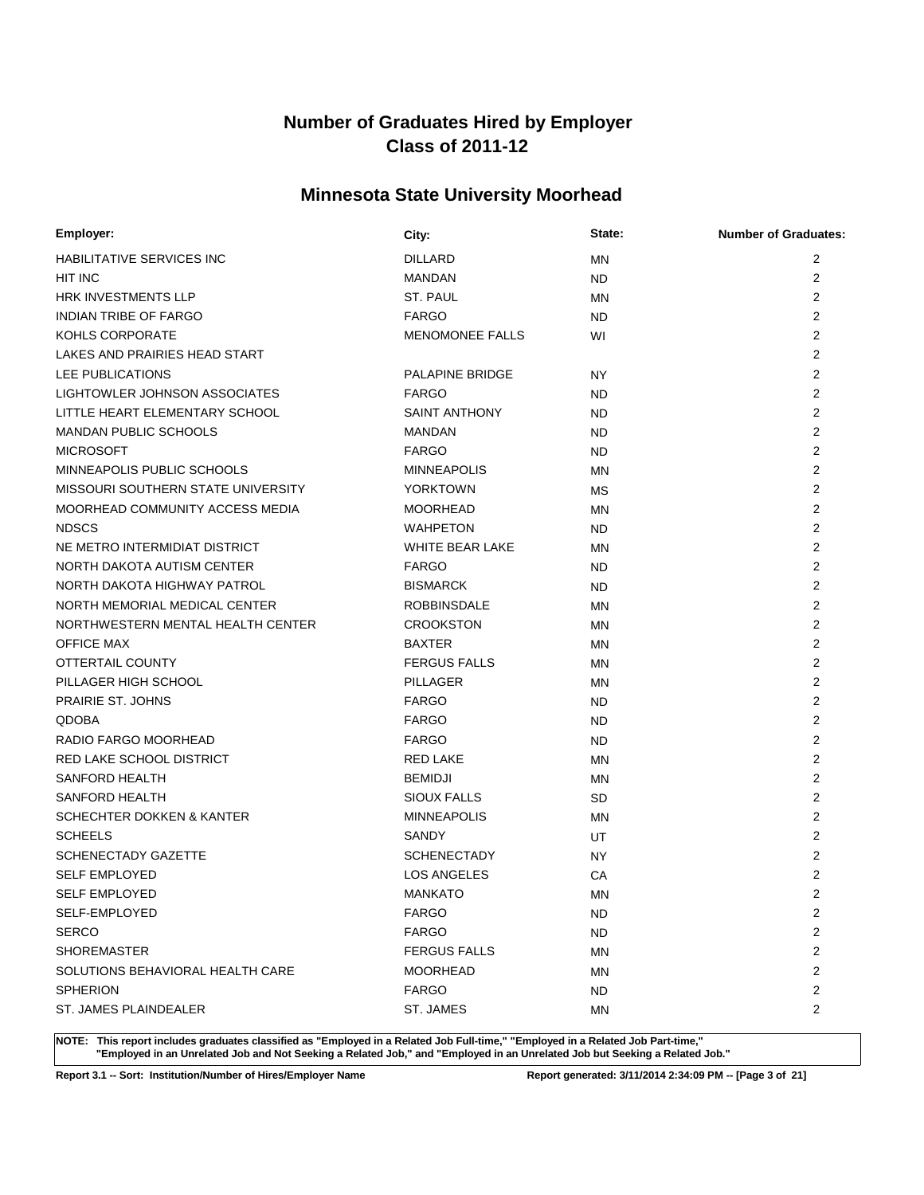# Number of Graduates Hired by Employer
# Class of 2011-12

## Minnesota State University Moorhead

| Employer: | City: | State: | Number of Graduates: |
|---|---|---|---|
| HABILITATIVE SERVICES INC | DILLARD | MN | 2 |
| HIT INC | MANDAN | ND | 2 |
| HRK INVESTMENTS LLP | ST. PAUL | MN | 2 |
| INDIAN TRIBE OF FARGO | FARGO | ND | 2 |
| KOHLS CORPORATE | MENOMONEE FALLS | WI | 2 |
| LAKES AND PRAIRIES HEAD START | | | 2 |
| LEE PUBLICATIONS | PALAPINE BRIDGE | NY | 2 |
| LIGHTOWLER JOHNSON ASSOCIATES | FARGO | ND | 2 |
| LITTLE HEART ELEMENTARY SCHOOL | SAINT ANTHONY | ND | 2 |
| MANDAN PUBLIC SCHOOLS | MANDAN | ND | 2 |
| MICROSOFT | FARGO | ND | 2 |
| MINNEAPOLIS PUBLIC SCHOOLS | MINNEAPOLIS | MN | 2 |
| MISSOURI SOUTHERN STATE UNIVERSITY | YORKTOWN | MS | 2 |
| MOORHEAD COMMUNITY ACCESS MEDIA | MOORHEAD | MN | 2 |
| NDSCS | WAHPETON | ND | 2 |
| NE METRO INTERMIDIAT DISTRICT | WHITE BEAR LAKE | MN | 2 |
| NORTH DAKOTA AUTISM CENTER | FARGO | ND | 2 |
| NORTH DAKOTA HIGHWAY PATROL | BISMARCK | ND | 2 |
| NORTH MEMORIAL MEDICAL CENTER | ROBBINSDALE | MN | 2 |
| NORTHWESTERN MENTAL HEALTH CENTER | CROOKSTON | MN | 2 |
| OFFICE MAX | BAXTER | MN | 2 |
| OTTERTAIL COUNTY | FERGUS FALLS | MN | 2 |
| PILLAGER HIGH SCHOOL | PILLAGER | MN | 2 |
| PRAIRIE ST. JOHNS | FARGO | ND | 2 |
| QDOBA | FARGO | ND | 2 |
| RADIO FARGO MOORHEAD | FARGO | ND | 2 |
| RED LAKE SCHOOL DISTRICT | RED LAKE | MN | 2 |
| SANFORD HEALTH | BEMIDJI | MN | 2 |
| SANFORD HEALTH | SIOUX FALLS | SD | 2 |
| SCHECHTER DOKKEN & KANTER | MINNEAPOLIS | MN | 2 |
| SCHEELS | SANDY | UT | 2 |
| SCHENECTADY GAZETTE | SCHENECTADY | NY | 2 |
| SELF EMPLOYED | LOS ANGELES | CA | 2 |
| SELF EMPLOYED | MANKATO | MN | 2 |
| SELF-EMPLOYED | FARGO | ND | 2 |
| SERCO | FARGO | ND | 2 |
| SHOREMASTER | FERGUS FALLS | MN | 2 |
| SOLUTIONS BEHAVIORAL HEALTH CARE | MOORHEAD | MN | 2 |
| SPHERION | FARGO | ND | 2 |
| ST. JAMES PLAINDEALER | ST. JAMES | MN | 2 |

**NOTE: This report includes graduates classified as "Employed in a Related Job Full-time," "Employed in a Related Job Part-time," "Employed in an Unrelated Job and Not Seeking a Related Job," and "Employed in an Unrelated Job but Seeking a Related Job."**

**Report 3.1 -- Sort: Institution/Number of Hires/Employer Name** **Report generated: 3/11/2014 2:34:09 PM**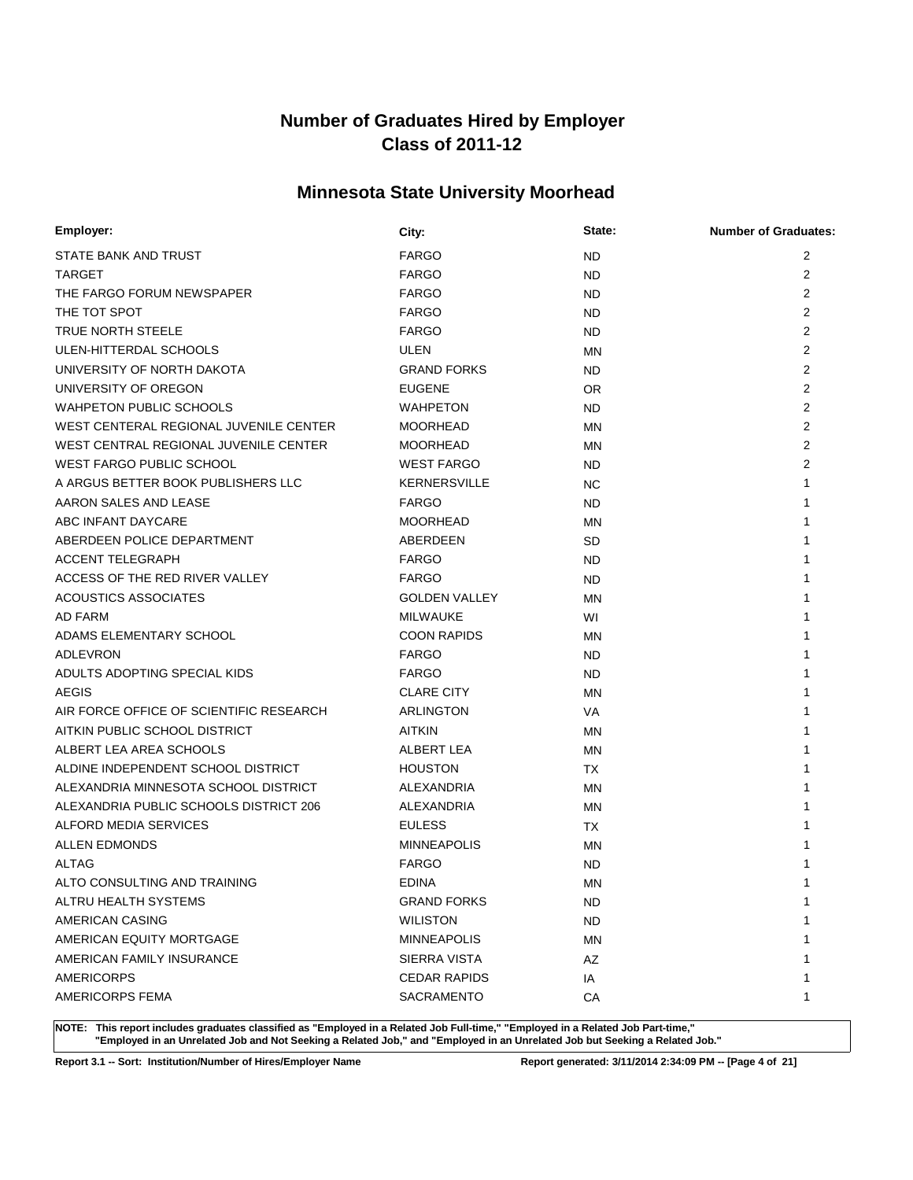# Number of Graduates Hired by Employer
# Class of 2011-12

## Minnesota State University Moorhead

| Employer: | City: | State: | Number of Graduates: |
|---|---|---|---|
| STATE BANK AND TRUST | FARGO | ND | 2 |
| TARGET | FARGO | ND | 2 |
| THE FARGO FORUM NEWSPAPER | FARGO | ND | 2 |
| THE TOT SPOT | FARGO | ND | 2 |
| TRUE NORTH STEELE | FARGO | ND | 2 |
| ULEN-HITTERDAL SCHOOLS | ULEN | MN | 2 |
| UNIVERSITY OF NORTH DAKOTA | GRAND FORKS | ND | 2 |
| UNIVERSITY OF OREGON | EUGENE | OR | 2 |
| WAHPETON PUBLIC SCHOOLS | WAHPETON | ND | 2 |
| WEST CENTERAL REGIONAL JUVENILE CENTER | MOORHEAD | MN | 2 |
| WEST CENTRAL REGIONAL JUVENILE CENTER | MOORHEAD | MN | 2 |
| WEST FARGO PUBLIC SCHOOL | WEST FARGO | ND | 2 |
| A ARGUS BETTER BOOK PUBLISHERS LLC | KERNERSVILLE | NC | 1 |
| AARON SALES AND LEASE | FARGO | ND | 1 |
| ABC INFANT DAYCARE | MOORHEAD | MN | 1 |
| ABERDEEN POLICE DEPARTMENT | ABERDEEN | SD | 1 |
| ACCENT TELEGRAPH | FARGO | ND | 1 |
| ACCESS OF THE RED RIVER VALLEY | FARGO | ND | 1 |
| ACOUSTICS ASSOCIATES | GOLDEN VALLEY | MN | 1 |
| AD FARM | MILWAUKE | WI | 1 |
| ADAMS ELEMENTARY SCHOOL | COON RAPIDS | MN | 1 |
| ADLEVRON | FARGO | ND | 1 |
| ADULTS ADOPTING SPECIAL KIDS | FARGO | ND | 1 |
| AEGIS | CLARE CITY | MN | 1 |
| AIR FORCE OFFICE OF SCIENTIFIC RESEARCH | ARLINGTON | VA | 1 |
| AITKIN PUBLIC SCHOOL DISTRICT | AITKIN | MN | 1 |
| ALBERT LEA AREA SCHOOLS | ALBERT LEA | MN | 1 |
| ALDINE INDEPENDENT SCHOOL DISTRICT | HOUSTON | TX | 1 |
| ALEXANDRIA MINNESOTA SCHOOL DISTRICT | ALEXANDRIA | MN | 1 |
| ALEXANDRIA PUBLIC SCHOOLS DISTRICT 206 | ALEXANDRIA | MN | 1 |
| ALFORD MEDIA SERVICES | EULESS | TX | 1 |
| ALLEN EDMONDS | MINNEAPOLIS | MN | 1 |
| ALTAG | FARGO | ND | 1 |
| ALTO CONSULTING AND TRAINING | EDINA | MN | 1 |
| ALTRU HEALTH SYSTEMS | GRAND FORKS | ND | 1 |
| AMERICAN CASING | WILISTON | ND | 1 |
| AMERICAN EQUITY MORTGAGE | MINNEAPOLIS | MN | 1 |
| AMERICAN FAMILY INSURANCE | SIERRA VISTA | AZ | 1 |
| AMERICORPS | CEDAR RAPIDS | IA | 1 |
| AMERICORPS FEMA | SACRAMENTO | CA | 1 |

**NOTE: This report includes graduates classified as "Employed in a Related Job Full-time," "Employed in a Related Job Part-time," "Employed in an Unrelated Job and Not Seeking a Related Job," and "Employed in an Unrelated Job but Seeking a Related Job."**

**Report 3.1 -- Sort: Institution/Number of Hires/Employer Name**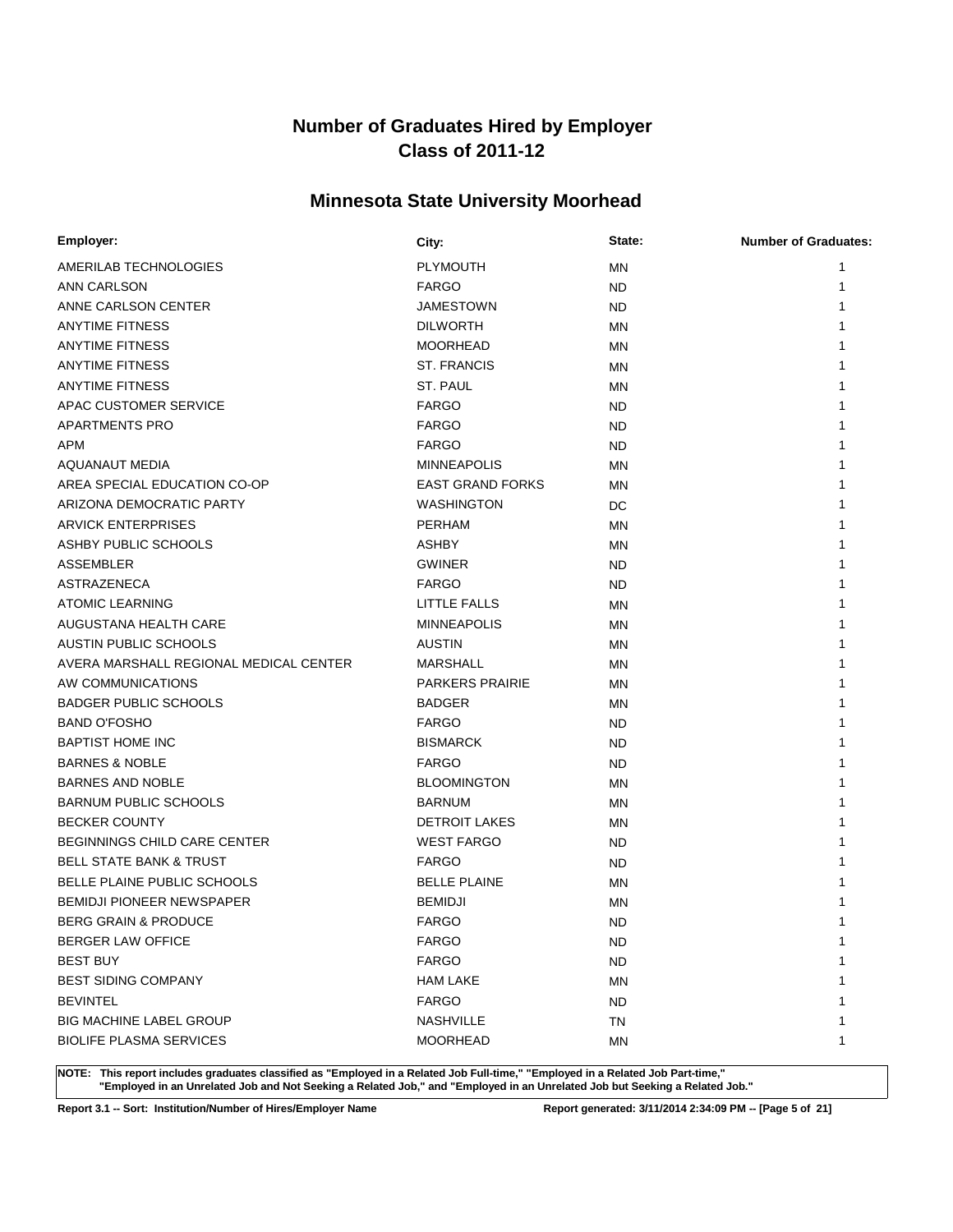# Number of Graduates Hired by Employer
# Class of 2011-12

## Minnesota State University Moorhead

| Employer: | City: | State: | Number of Graduates: |
|---|---|---|---|
| AMERILAB TECHNOLOGIES | PLYMOUTH | MN | 1 |
| ANN CARLSON | FARGO | ND | 1 |
| ANNE CARLSON CENTER | JAMESTOWN | ND | 1 |
| ANYTIME FITNESS | DILWORTH | MN | 1 |
| ANYTIME FITNESS | MOORHEAD | MN | 1 |
| ANYTIME FITNESS | ST. FRANCIS | MN | 1 |
| ANYTIME FITNESS | ST. PAUL | MN | 1 |
| APAC CUSTOMER SERVICE | FARGO | ND | 1 |
| APARTMENTS PRO | FARGO | ND | 1 |
| APM | FARGO | ND | 1 |
| AQUANAUT MEDIA | MINNEAPOLIS | MN | 1 |
| AREA SPECIAL EDUCATION CO-OP | EAST GRAND FORKS | MN | 1 |
| ARIZONA DEMOCRATIC PARTY | WASHINGTON | DC | 1 |
| ARVICK ENTERPRISES | PERHAM | MN | 1 |
| ASHBY PUBLIC SCHOOLS | ASHBY | MN | 1 |
| ASSEMBLER | GWINER | ND | 1 |
| ASTRAZENECA | FARGO | ND | 1 |
| ATOMIC LEARNING | LITTLE FALLS | MN | 1 |
| AUGUSTANA HEALTH CARE | MINNEAPOLIS | MN | 1 |
| AUSTIN PUBLIC SCHOOLS | AUSTIN | MN | 1 |
| AVERA MARSHALL REGIONAL MEDICAL CENTER | MARSHALL | MN | 1 |
| AW COMMUNICATIONS | PARKERS PRAIRIE | MN | 1 |
| BADGER PUBLIC SCHOOLS | BADGER | MN | 1 |
| BAND O'FOSHO | FARGO | ND | 1 |
| BAPTIST HOME INC | BISMARCK | ND | 1 |
| BARNES & NOBLE | FARGO | ND | 1 |
| BARNES AND NOBLE | BLOOMINGTON | MN | 1 |
| BARNUM PUBLIC SCHOOLS | BARNUM | MN | 1 |
| BECKER COUNTY | DETROIT LAKES | MN | 1 |
| BEGINNINGS CHILD CARE CENTER | WEST FARGO | ND | 1 |
| BELL STATE BANK & TRUST | FARGO | ND | 1 |
| BELLE PLAINE PUBLIC SCHOOLS | BELLE PLAINE | MN | 1 |
| BEMIDJI PIONEER NEWSPAPER | BEMIDJI | MN | 1 |
| BERG GRAIN & PRODUCE | FARGO | ND | 1 |
| BERGER LAW OFFICE | FARGO | ND | 1 |
| BEST BUY | FARGO | ND | 1 |
| BEST SIDING COMPANY | HAM LAKE | MN | 1 |
| BEVINTEL | FARGO | ND | 1 |
| BIG MACHINE LABEL GROUP | NASHVILLE | TN | 1 |
| BIOLIFE PLASMA SERVICES | MOORHEAD | MN | 1 |

**NOTE: This report includes graduates classified as "Employed in a Related Job Full-time," "Employed in a Related Job Part-time," "Employed in an Unrelated Job and Not Seeking a Related Job," and "Employed in an Unrelated Job but Seeking a Related Job."**

**Report 3.1 -- Sort: Institution/Number of Hires/Employer Name**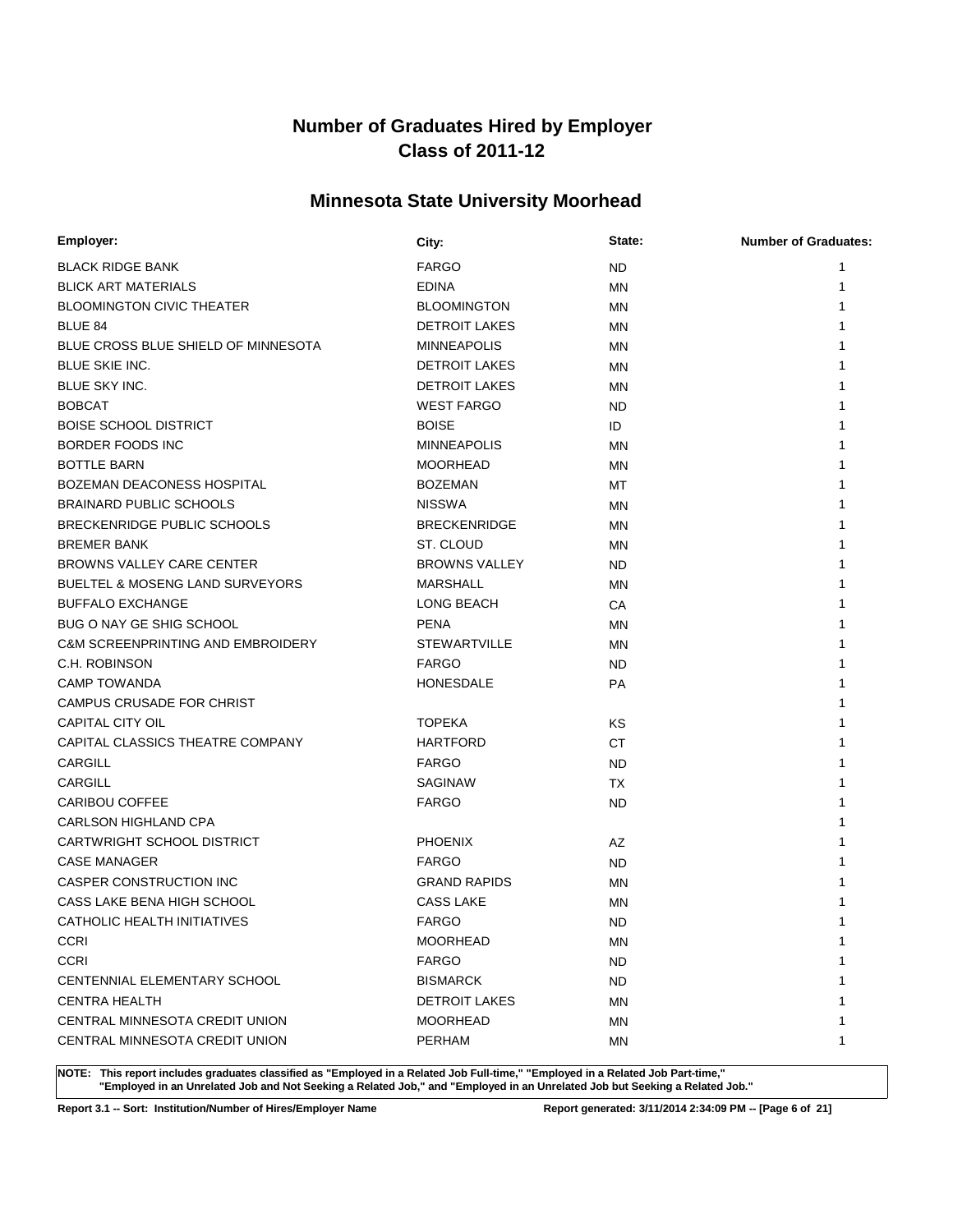# Number of Graduates Hired by Employer
# Class of 2011-12

## Minnesota State University Moorhead

| Employer: | City: | State: | Number of Graduates: |
|---|---|---|---|
| BLACK RIDGE BANK | FARGO | ND | 1 |
| BLICK ART MATERIALS | EDINA | MN | 1 |
| BLOOMINGTON CIVIC THEATER | BLOOMINGTON | MN | 1 |
| BLUE 84 | DETROIT LAKES | MN | 1 |
| BLUE CROSS BLUE SHIELD OF MINNESOTA | MINNEAPOLIS | MN | 1 |
| BLUE SKIE INC. | DETROIT LAKES | MN | 1 |
| BLUE SKY INC. | DETROIT LAKES | MN | 1 |
| BOBCAT | WEST FARGO | ND | 1 |
| BOISE SCHOOL DISTRICT | BOISE | ID | 1 |
| BORDER FOODS INC | MINNEAPOLIS | MN | 1 |
| BOTTLE BARN | MOORHEAD | MN | 1 |
| BOZEMAN DEACONESS HOSPITAL | BOZEMAN | MT | 1 |
| BRAINARD PUBLIC SCHOOLS | NISSWA | MN | 1 |
| BRECKENRIDGE PUBLIC SCHOOLS | BRECKENRIDGE | MN | 1 |
| BREMER BANK | ST. CLOUD | MN | 1 |
| BROWNS VALLEY CARE CENTER | BROWNS VALLEY | ND | 1 |
| BUELTEL & MOSENG LAND SURVEYORS | MARSHALL | MN | 1 |
| BUFFALO EXCHANGE | LONG BEACH | CA | 1 |
| BUG O NAY GE SHIG SCHOOL | PENA | MN | 1 |
| C&M SCREENPRINTING AND EMBROIDERY | STEWARTVILLE | MN | 1 |
| C.H. ROBINSON | FARGO | ND | 1 |
| CAMP TOWANDA | HONESDALE | PA | 1 |
| CAMPUS CRUSADE FOR CHRIST | | | 1 |
| CAPITAL CITY OIL | TOPEKA | KS | 1 |
| CAPITAL CLASSICS THEATRE COMPANY | HARTFORD | CT | 1 |
| CARGILL | FARGO | ND | 1 |
| CARGILL | SAGINAW | TX | 1 |
| CARIBOU COFFEE | FARGO | ND | 1 |
| CARLSON HIGHLAND CPA | | | 1 |
| CARTWRIGHT SCHOOL DISTRICT | PHOENIX | AZ | 1 |
| CASE MANAGER | FARGO | ND | 1 |
| CASPER CONSTRUCTION INC | GRAND RAPIDS | MN | 1 |
| CASS LAKE BENA HIGH SCHOOL | CASS LAKE | MN | 1 |
| CATHOLIC HEALTH INITIATIVES | FARGO | ND | 1 |
| CCRI | MOORHEAD | MN | 1 |
| CCRI | FARGO | ND | 1 |
| CENTENNIAL ELEMENTARY SCHOOL | BISMARCK | ND | 1 |
| CENTRA HEALTH | DETROIT LAKES | MN | 1 |
| CENTRAL MINNESOTA CREDIT UNION | MOORHEAD | MN | 1 |
| CENTRAL MINNESOTA CREDIT UNION | PERHAM | MN | 1 |

**NOTE: This report includes graduates classified as "Employed in a Related Job Full-time," "Employed in a Related Job Part-time," "Employed in an Unrelated Job and Not Seeking a Related Job," and "Employed in an Unrelated Job but Seeking a Related Job."**

**Report 3.1 -- Sort: Institution/Number of Hires/Employer Name** **Report generated: 3/11/2014 2:34:09 PM**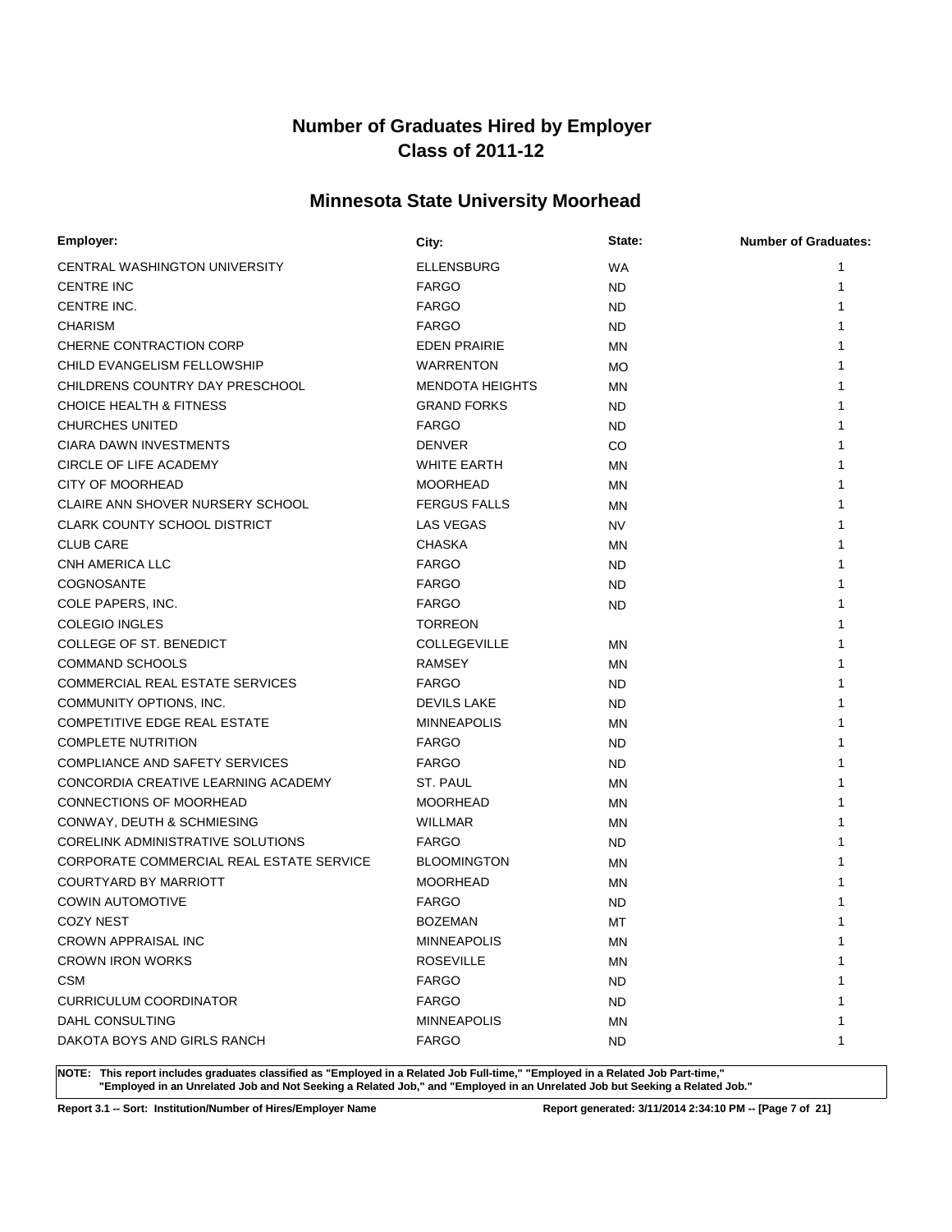# Number of Graduates Hired by Employer
# Class of 2011-12

## Minnesota State University Moorhead

| Employer: | City: | State: | Number of Graduates: |
| --- | --- | --- | --- |
| CENTRAL WASHINGTON UNIVERSITY | ELLENSBURG | WA | 1 |
| CENTRE INC | FARGO | ND | 1 |
| CENTRE INC. | FARGO | ND | 1 |
| CHARISM | FARGO | ND | 1 |
| CHERNE CONTRACTION CORP | EDEN PRAIRIE | MN | 1 |
| CHILD EVANGELISM FELLOWSHIP | WARRENTON | MO | 1 |
| CHILDRENS COUNTRY DAY PRESCHOOL | MENDOTA HEIGHTS | MN | 1 |
| CHOICE HEALTH & FITNESS | GRAND FORKS | ND | 1 |
| CHURCHES UNITED | FARGO | ND | 1 |
| CIARA DAWN INVESTMENTS | DENVER | CO | 1 |
| CIRCLE OF LIFE ACADEMY | WHITE EARTH | MN | 1 |
| CITY OF MOORHEAD | MOORHEAD | MN | 1 |
| CLAIRE ANN SHOVER NURSERY SCHOOL | FERGUS FALLS | MN | 1 |
| CLARK COUNTY SCHOOL DISTRICT | LAS VEGAS | NV | 1 |
| CLUB CARE | CHASKA | MN | 1 |
| CNH AMERICA LLC | FARGO | ND | 1 |
| COGNOSANTE | FARGO | ND | 1 |
| COLE PAPERS, INC. | FARGO | ND | 1 |
| COLEGIO INGLES | TORREON | | 1 |
| COLLEGE OF ST. BENEDICT | COLLEGEVILLE | MN | 1 |
| COMMAND SCHOOLS | RAMSEY | MN | 1 |
| COMMERCIAL REAL ESTATE SERVICES | FARGO | ND | 1 |
| COMMUNITY OPTIONS, INC. | DEVILS LAKE | ND | 1 |
| COMPETITIVE EDGE REAL ESTATE | MINNEAPOLIS | MN | 1 |
| COMPLETE NUTRITION | FARGO | ND | 1 |
| COMPLIANCE AND SAFETY SERVICES | FARGO | ND | 1 |
| CONCORDIA CREATIVE LEARNING ACADEMY | ST. PAUL | MN | 1 |
| CONNECTIONS OF MOORHEAD | MOORHEAD | MN | 1 |
| CONWAY, DEUTH & SCHMIESING | WILLMAR | MN | 1 |
| CORELINK ADMINISTRATIVE SOLUTIONS | FARGO | ND | 1 |
| CORPORATE COMMERCIAL REAL ESTATE SERVICE | BLOOMINGTON | MN | 1 |
| COURTYARD BY MARRIOTT | MOORHEAD | MN | 1 |
| COWIN AUTOMOTIVE | FARGO | ND | 1 |
| COZY NEST | BOZEMAN | MT | 1 |
| CROWN APPRAISAL INC | MINNEAPOLIS | MN | 1 |
| CROWN IRON WORKS | ROSEVILLE | MN | 1 |
| CSM | FARGO | ND | 1 |
| CURRICULUM COORDINATOR | FARGO | ND | 1 |
| DAHL CONSULTING | MINNEAPOLIS | MN | 1 |
| DAKOTA BOYS AND GIRLS RANCH | FARGO | ND | 1 |

**NOTE: This report includes graduates classified as "Employed in a Related Job Full-time," "Employed in a Related Job Part-time," "Employed in an Unrelated Job and Not Seeking a Related Job," and "Employed in an Unrelated Job but Seeking a Related Job."**

**Report 3.1 -- Sort: Institution/Number of Hires/Employer Name** **Report generated: 3/11/2014 2:34:10 PM**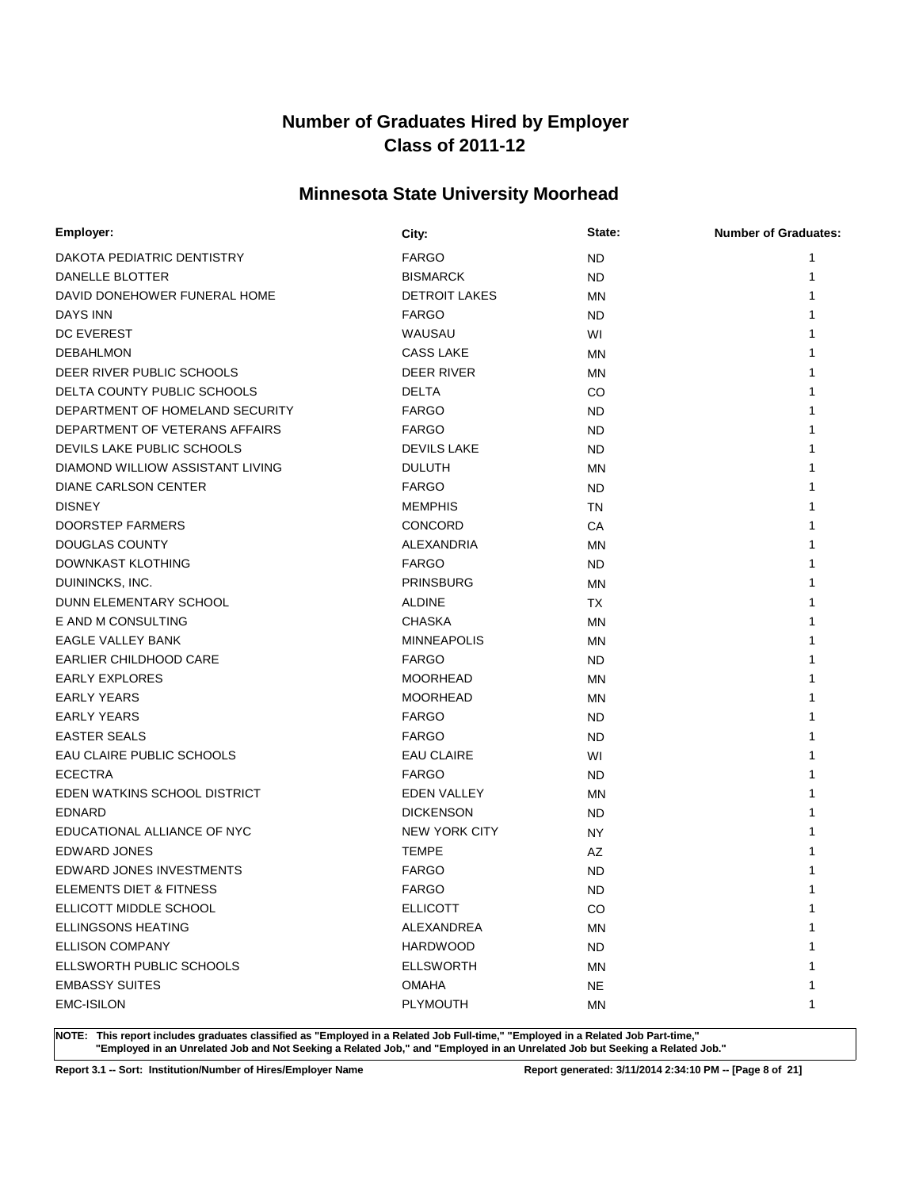# Number of Graduates Hired by Employer
# Class of 2011-12

## Minnesota State University Moorhead

| Employer: | City: | State: | Number of Graduates: |
|---|---|---|---|
| DAKOTA PEDIATRIC DENTISTRY | FARGO | ND | 1 |
| DANELLE BLOTTER | BISMARCK | ND | 1 |
| DAVID DONEHOWER FUNERAL HOME | DETROIT LAKES | MN | 1 |
| DAYS INN | FARGO | ND | 1 |
| DC EVEREST | WAUSAU | WI | 1 |
| DEBAHLMON | CASS LAKE | MN | 1 |
| DEER RIVER PUBLIC SCHOOLS | DEER RIVER | MN | 1 |
| DELTA COUNTY PUBLIC SCHOOLS | DELTA | CO | 1 |
| DEPARTMENT OF HOMELAND SECURITY | FARGO | ND | 1 |
| DEPARTMENT OF VETERANS AFFAIRS | FARGO | ND | 1 |
| DEVILS LAKE PUBLIC SCHOOLS | DEVILS LAKE | ND | 1 |
| DIAMOND WILLIOW ASSISTANT LIVING | DULUTH | MN | 1 |
| DIANE CARLSON CENTER | FARGO | ND | 1 |
| DISNEY | MEMPHIS | TN | 1 |
| DOORSTEP FARMERS | CONCORD | CA | 1 |
| DOUGLAS COUNTY | ALEXANDRIA | MN | 1 |
| DOWNKAST KLOTHING | FARGO | ND | 1 |
| DUININCKS, INC. | PRINSBURG | MN | 1 |
| DUNN ELEMENTARY SCHOOL | ALDINE | TX | 1 |
| E AND M CONSULTING | CHASKA | MN | 1 |
| EAGLE VALLEY BANK | MINNEAPOLIS | MN | 1 |
| EARLIER CHILDHOOD CARE | FARGO | ND | 1 |
| EARLY EXPLORES | MOORHEAD | MN | 1 |
| EARLY YEARS | MOORHEAD | MN | 1 |
| EARLY YEARS | FARGO | ND | 1 |
| EASTER SEALS | FARGO | ND | 1 |
| EAU CLAIRE PUBLIC SCHOOLS | EAU CLAIRE | WI | 1 |
| ECECTRA | FARGO | ND | 1 |
| EDEN WATKINS SCHOOL DISTRICT | EDEN VALLEY | MN | 1 |
| EDNARD | DICKENSON | ND | 1 |
| EDUCATIONAL ALLIANCE OF NYC | NEW YORK CITY | NY | 1 |
| EDWARD JONES | TEMPE | AZ | 1 |
| EDWARD JONES INVESTMENTS | FARGO | ND | 1 |
| ELEMENTS DIET & FITNESS | FARGO | ND | 1 |
| ELLICOTT MIDDLE SCHOOL | ELLICOTT | CO | 1 |
| ELLINGSONS HEATING | ALEXANDREA | MN | 1 |
| ELLISON COMPANY | HARDWOOD | ND | 1 |
| ELLSWORTH PUBLIC SCHOOLS | ELLSWORTH | MN | 1 |
| EMBASSY SUITES | OMAHA | NE | 1 |
| EMC-ISILON | PLYMOUTH | MN | 1 |

**NOTE: This report includes graduates classified as "Employed in a Related Job Full-time," "Employed in a Related Job Part-time," "Employed in an Unrelated Job and Not Seeking a Related Job," and "Employed in an Unrelated Job but Seeking a Related Job."**

**Report 3.1 -- Sort: Institution/Number of Hires/Employer Name** **Report generated: 3/11/2014 2:34:10 PM**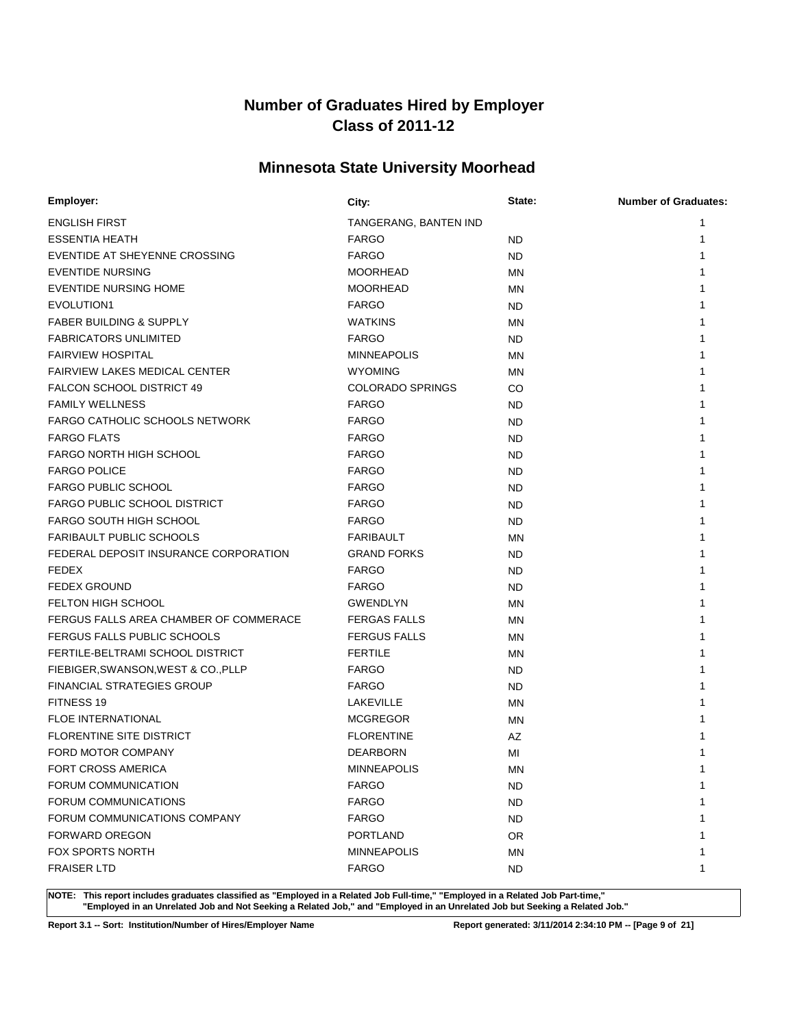# Number of Graduates Hired by Employer
# Class of 2011-12

## Minnesota State University Moorhead

| Employer: | City: | State: | Number of Graduates: |
|---|---|---|---|
| ENGLISH FIRST | TANGERANG, BANTEN IND | | 1 |
| ESSENTIA HEATH | FARGO | ND | 1 |
| EVENTIDE AT SHEYENNE CROSSING | FARGO | ND | 1 |
| EVENTIDE NURSING | MOORHEAD | MN | 1 |
| EVENTIDE NURSING HOME | MOORHEAD | MN | 1 |
| EVOLUTION1 | FARGO | ND | 1 |
| FABER BUILDING & SUPPLY | WATKINS | MN | 1 |
| FABRICATORS UNLIMITED | FARGO | ND | 1 |
| FAIRVIEW HOSPITAL | MINNEAPOLIS | MN | 1 |
| FAIRVIEW LAKES MEDICAL CENTER | WYOMING | MN | 1 |
| FALCON SCHOOL DISTRICT 49 | COLORADO SPRINGS | CO | 1 |
| FAMILY WELLNESS | FARGO | ND | 1 |
| FARGO CATHOLIC SCHOOLS NETWORK | FARGO | ND | 1 |
| FARGO FLATS | FARGO | ND | 1 |
| FARGO NORTH HIGH SCHOOL | FARGO | ND | 1 |
| FARGO POLICE | FARGO | ND | 1 |
| FARGO PUBLIC SCHOOL | FARGO | ND | 1 |
| FARGO PUBLIC SCHOOL DISTRICT | FARGO | ND | 1 |
| FARGO SOUTH HIGH SCHOOL | FARGO | ND | 1 |
| FARIBAULT PUBLIC SCHOOLS | FARIBAULT | MN | 1 |
| FEDERAL DEPOSIT INSURANCE CORPORATION | GRAND FORKS | ND | 1 |
| FEDEX | FARGO | ND | 1 |
| FEDEX GROUND | FARGO | ND | 1 |
| FELTON HIGH SCHOOL | GWENDLYN | MN | 1 |
| FERGUS FALLS AREA CHAMBER OF COMMERACE | FERGAS FALLS | MN | 1 |
| FERGUS FALLS PUBLIC SCHOOLS | FERGUS FALLS | MN | 1 |
| FERTILE-BELTRAMI SCHOOL DISTRICT | FERTILE | MN | 1 |
| FIEBIGER,SWANSON,WEST & CO.,PLLP | FARGO | ND | 1 |
| FINANCIAL STRATEGIES GROUP | FARGO | ND | 1 |
| FITNESS 19 | LAKEVILLE | MN | 1 |
| FLOE INTERNATIONAL | MCGREGOR | MN | 1 |
| FLORENTINE SITE DISTRICT | FLORENTINE | AZ | 1 |
| FORD MOTOR COMPANY | DEARBORN | MI | 1 |
| FORT CROSS AMERICA | MINNEAPOLIS | MN | 1 |
| FORUM COMMUNICATION | FARGO | ND | 1 |
| FORUM COMMUNICATIONS | FARGO | ND | 1 |
| FORUM COMMUNICATIONS COMPANY | FARGO | ND | 1 |
| FORWARD OREGON | PORTLAND | OR | 1 |
| FOX SPORTS NORTH | MINNEAPOLIS | MN | 1 |
| FRAISER LTD | FARGO | ND | 1 |

**NOTE: This report includes graduates classified as "Employed in a Related Job Full-time," "Employed in a Related Job Part-time," "Employed in an Unrelated Job and Not Seeking a Related Job," and "Employed in an Unrelated Job but Seeking a Related Job."**

**Report 3.1 -- Sort: Institution/Number of Hires/Employer Name**

**Report generated: 3/11/2014 2:34:10 PM**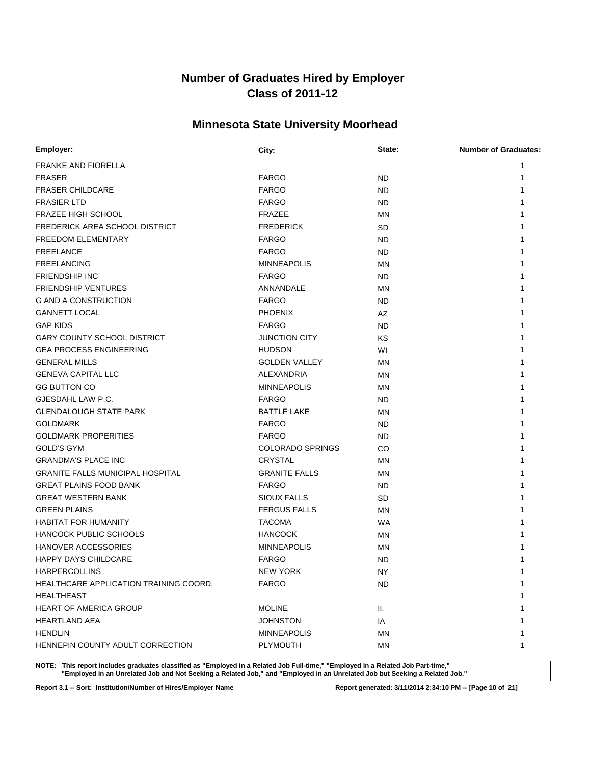# Number of Graduates Hired by Employer
# Class of 2011-12

## Minnesota State University Moorhead

| Employer: | City: | State: | Number of Graduates: |
|---|---|---|---|
| FRANKE AND FIORELLA | | | 1 |
| FRASER | FARGO | ND | 1 |
| FRASER CHILDCARE | FARGO | ND | 1 |
| FRASIER LTD | FARGO | ND | 1 |
| FRAZEE HIGH SCHOOL | FRAZEE | MN | 1 |
| FREDERICK AREA SCHOOL DISTRICT | FREDERICK | SD | 1 |
| FREEDOM ELEMENTARY | FARGO | ND | 1 |
| FREELANCE | FARGO | ND | 1 |
| FREELANCING | MINNEAPOLIS | MN | 1 |
| FRIENDSHIP INC | FARGO | ND | 1 |
| FRIENDSHIP VENTURES | ANNANDALE | MN | 1 |
| G AND A CONSTRUCTION | FARGO | ND | 1 |
| GANNETT LOCAL | PHOENIX | AZ | 1 |
| GAP KIDS | FARGO | ND | 1 |
| GARY COUNTY SCHOOL DISTRICT | JUNCTION CITY | KS | 1 |
| GEA PROCESS ENGINEERING | HUDSON | WI | 1 |
| GENERAL MILLS | GOLDEN VALLEY | MN | 1 |
| GENEVA CAPITAL LLC | ALEXANDRIA | MN | 1 |
| GG BUTTON CO | MINNEAPOLIS | MN | 1 |
| GJESDAHL LAW P.C. | FARGO | ND | 1 |
| GLENDALOUGH STATE PARK | BATTLE LAKE | MN | 1 |
| GOLDMARK | FARGO | ND | 1 |
| GOLDMARK PROPERITIES | FARGO | ND | 1 |
| GOLD'S GYM | COLORADO SPRINGS | CO | 1 |
| GRANDMA'S PLACE INC | CRYSTAL | MN | 1 |
| GRANITE FALLS MUNICIPAL HOSPITAL | GRANITE FALLS | MN | 1 |
| GREAT PLAINS FOOD BANK | FARGO | ND | 1 |
| GREAT WESTERN BANK | SIOUX FALLS | SD | 1 |
| GREEN PLAINS | FERGUS FALLS | MN | 1 |
| HABITAT FOR HUMANITY | TACOMA | WA | 1 |
| HANCOCK PUBLIC SCHOOLS | HANCOCK | MN | 1 |
| HANOVER ACCESSORIES | MINNEAPOLIS | MN | 1 |
| HAPPY DAYS CHILDCARE | FARGO | ND | 1 |
| HARPERCOLLINS | NEW YORK | NY | 1 |
| HEALTHCARE APPLICATION TRAINING COORD. | FARGO | ND | 1 |
| HEALTHEAST | | | 1 |
| HEART OF AMERICA GROUP | MOLINE | IL | 1 |
| HEARTLAND AEA | JOHNSTON | IA | 1 |
| HENDLIN | MINNEAPOLIS | MN | 1 |
| HENNEPIN COUNTY ADULT CORRECTION | PLYMOUTH | MN | 1 |

**NOTE: This report includes graduates classified as "Employed in a Related Job Full-time," "Employed in a Related Job Part-time," "Employed in an Unrelated Job and Not Seeking a Related Job," and "Employed in an Unrelated Job but Seeking a Related Job."**

**Report 3.1 -- Sort: Institution/Number of Hires/Employer Name** **Report generated: 3/11/2014 2:34:10 PM**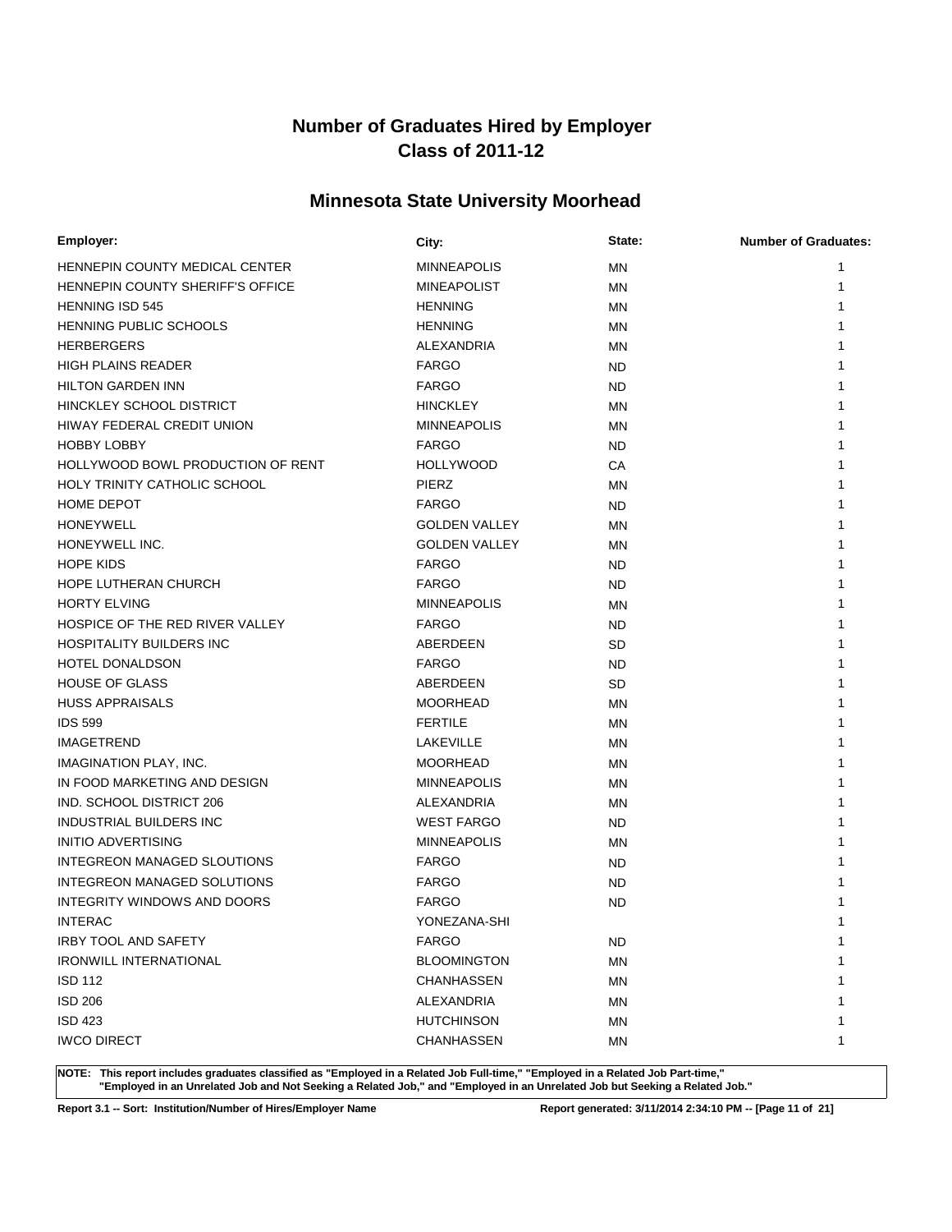# Number of Graduates Hired by Employer
# Class of 2011-12

## Minnesota State University Moorhead

| Employer: | City: | State: | Number of Graduates: |
|---|---|---|---|
| HENNEPIN COUNTY MEDICAL CENTER | MINNEAPOLIS | MN | 1 |
| HENNEPIN COUNTY SHERIFF'S OFFICE | MINEAPOLIST | MN | 1 |
| HENNING ISD 545 | HENNING | MN | 1 |
| HENNING PUBLIC SCHOOLS | HENNING | MN | 1 |
| HERBERGERS | ALEXANDRIA | MN | 1 |
| HIGH PLAINS READER | FARGO | ND | 1 |
| HILTON GARDEN INN | FARGO | ND | 1 |
| HINCKLEY SCHOOL DISTRICT | HINCKLEY | MN | 1 |
| HIWAY FEDERAL CREDIT UNION | MINNEAPOLIS | MN | 1 |
| HOBBY LOBBY | FARGO | ND | 1 |
| HOLLYWOOD BOWL PRODUCTION OF RENT | HOLLYWOOD | CA | 1 |
| HOLY TRINITY CATHOLIC SCHOOL | PIERZ | MN | 1 |
| HOME DEPOT | FARGO | ND | 1 |
| HONEYWELL | GOLDEN VALLEY | MN | 1 |
| HONEYWELL INC. | GOLDEN VALLEY | MN | 1 |
| HOPE KIDS | FARGO | ND | 1 |
| HOPE LUTHERAN CHURCH | FARGO | ND | 1 |
| HORTY ELVING | MINNEAPOLIS | MN | 1 |
| HOSPICE OF THE RED RIVER VALLEY | FARGO | ND | 1 |
| HOSPITALITY BUILDERS INC | ABERDEEN | SD | 1 |
| HOTEL DONALDSON | FARGO | ND | 1 |
| HOUSE OF GLASS | ABERDEEN | SD | 1 |
| HUSS APPRAISALS | MOORHEAD | MN | 1 |
| IDS 599 | FERTILE | MN | 1 |
| IMAGETREND | LAKEVILLE | MN | 1 |
| IMAGINATION PLAY, INC. | MOORHEAD | MN | 1 |
| IN FOOD MARKETING AND DESIGN | MINNEAPOLIS | MN | 1 |
| IND. SCHOOL DISTRICT 206 | ALEXANDRIA | MN | 1 |
| INDUSTRIAL BUILDERS INC | WEST FARGO | ND | 1 |
| INITIO ADVERTISING | MINNEAPOLIS | MN | 1 |
| INTEGREON MANAGED SLOUTIONS | FARGO | ND | 1 |
| INTEGREON MANAGED SOLUTIONS | FARGO | ND | 1 |
| INTEGRITY WINDOWS AND DOORS | FARGO | ND | 1 |
| INTERAC | YONEZANA-SHI | | 1 |
| IRBY TOOL AND SAFETY | FARGO | ND | 1 |
| IRONWILL INTERNATIONAL | BLOOMINGTON | MN | 1 |
| ISD 112 | CHANHASSEN | MN | 1 |
| ISD 206 | ALEXANDRIA | MN | 1 |
| ISD 423 | HUTCHINSON | MN | 1 |
| IWCO DIRECT | CHANHASSEN | MN | 1 |

**NOTE: This report includes graduates classified as "Employed in a Related Job Full-time," "Employed in a Related Job Part-time," "Employed in an Unrelated Job and Not Seeking a Related Job," and "Employed in an Unrelated Job but Seeking a Related Job."**

**Report 3.1 -- Sort: Institution/Number of Hires/Employer Name** **Report generated: 3/11/2014 2:34:10 PM**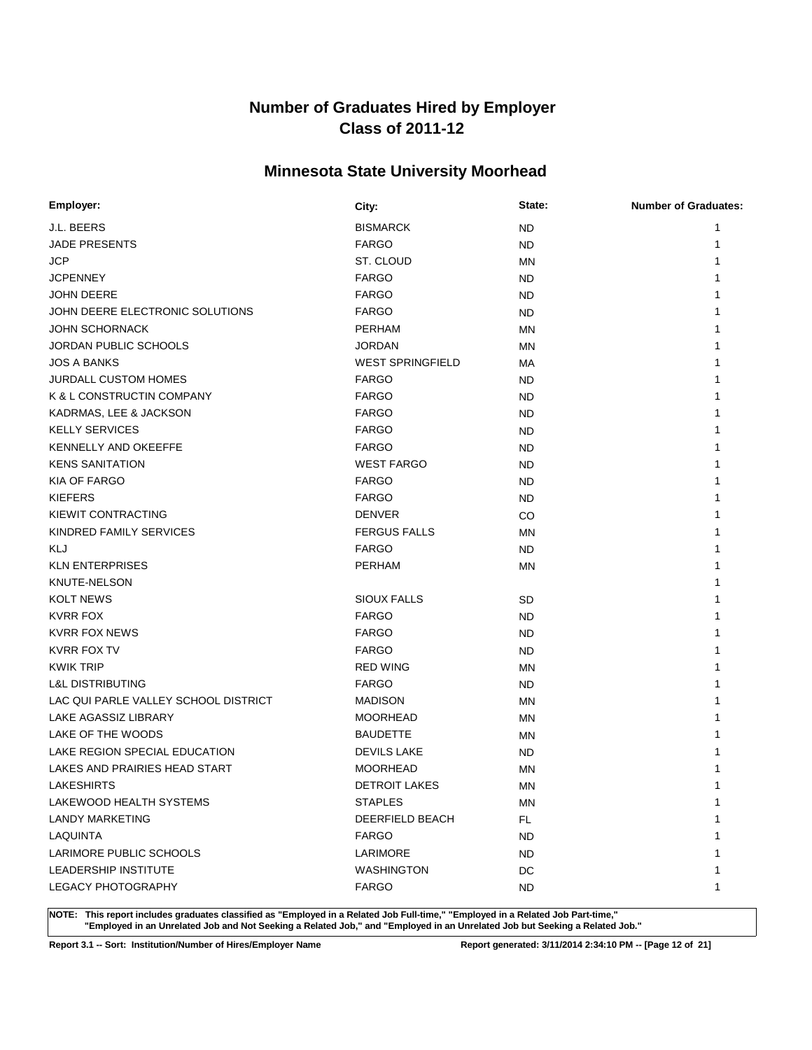# Number of Graduates Hired by Employer
# Class of 2011-12

## Minnesota State University Moorhead

| Employer: | City: | State: | Number of Graduates: |
|---|---|---|---|
| J.L. BEERS | BISMARCK | ND | 1 |
| JADE PRESENTS | FARGO | ND | 1 |
| JCP | ST. CLOUD | MN | 1 |
| JCPENNEY | FARGO | ND | 1 |
| JOHN DEERE | FARGO | ND | 1 |
| JOHN DEERE ELECTRONIC SOLUTIONS | FARGO | ND | 1 |
| JOHN SCHORNACK | PERHAM | MN | 1 |
| JORDAN PUBLIC SCHOOLS | JORDAN | MN | 1 |
| JOS A BANKS | WEST SPRINGFIELD | MA | 1 |
| JURDALL CUSTOM HOMES | FARGO | ND | 1 |
| K & L CONSTRUCTIN COMPANY | FARGO | ND | 1 |
| KADRMAS, LEE & JACKSON | FARGO | ND | 1 |
| KELLY SERVICES | FARGO | ND | 1 |
| KENNELLY AND OKEEFFE | FARGO | ND | 1 |
| KENS SANITATION | WEST FARGO | ND | 1 |
| KIA OF FARGO | FARGO | ND | 1 |
| KIEFERS | FARGO | ND | 1 |
| KIEWIT CONTRACTING | DENVER | CO | 1 |
| KINDRED FAMILY SERVICES | FERGUS FALLS | MN | 1 |
| KLJ | FARGO | ND | 1 |
| KLN ENTERPRISES | PERHAM | MN | 1 |
| KNUTE-NELSON | | | 1 |
| KOLT NEWS | SIOUX FALLS | SD | 1 |
| KVRR FOX | FARGO | ND | 1 |
| KVRR FOX NEWS | FARGO | ND | 1 |
| KVRR FOX TV | FARGO | ND | 1 |
| KWIK TRIP | RED WING | MN | 1 |
| L&L DISTRIBUTING | FARGO | ND | 1 |
| LAC QUI PARLE VALLEY SCHOOL DISTRICT | MADISON | MN | 1 |
| LAKE AGASSIZ LIBRARY | MOORHEAD | MN | 1 |
| LAKE OF THE WOODS | BAUDETTE | MN | 1 |
| LAKE REGION SPECIAL EDUCATION | DEVILS LAKE | ND | 1 |
| LAKES AND PRAIRIES HEAD START | MOORHEAD | MN | 1 |
| LAKESHIRTS | DETROIT LAKES | MN | 1 |
| LAKEWOOD HEALTH SYSTEMS | STAPLES | MN | 1 |
| LANDY MARKETING | DEERFIELD BEACH | FL | 1 |
| LAQUINTA | FARGO | ND | 1 |
| LARIMORE PUBLIC SCHOOLS | LARIMORE | ND | 1 |
| LEADERSHIP INSTITUTE | WASHINGTON | DC | 1 |
| LEGACY PHOTOGRAPHY | FARGO | ND | 1 |

**NOTE: This report includes graduates classified as "Employed in a Related Job Full-time," "Employed in a Related Job Part-time," "Employed in an Unrelated Job and Not Seeking a Related Job," and "Employed in an Unrelated Job but Seeking a Related Job."**

**Report 3.1 -- Sort: Institution/Number of Hires/Employer Name** **Report generated: 3/11/2014 2:34:10 PM**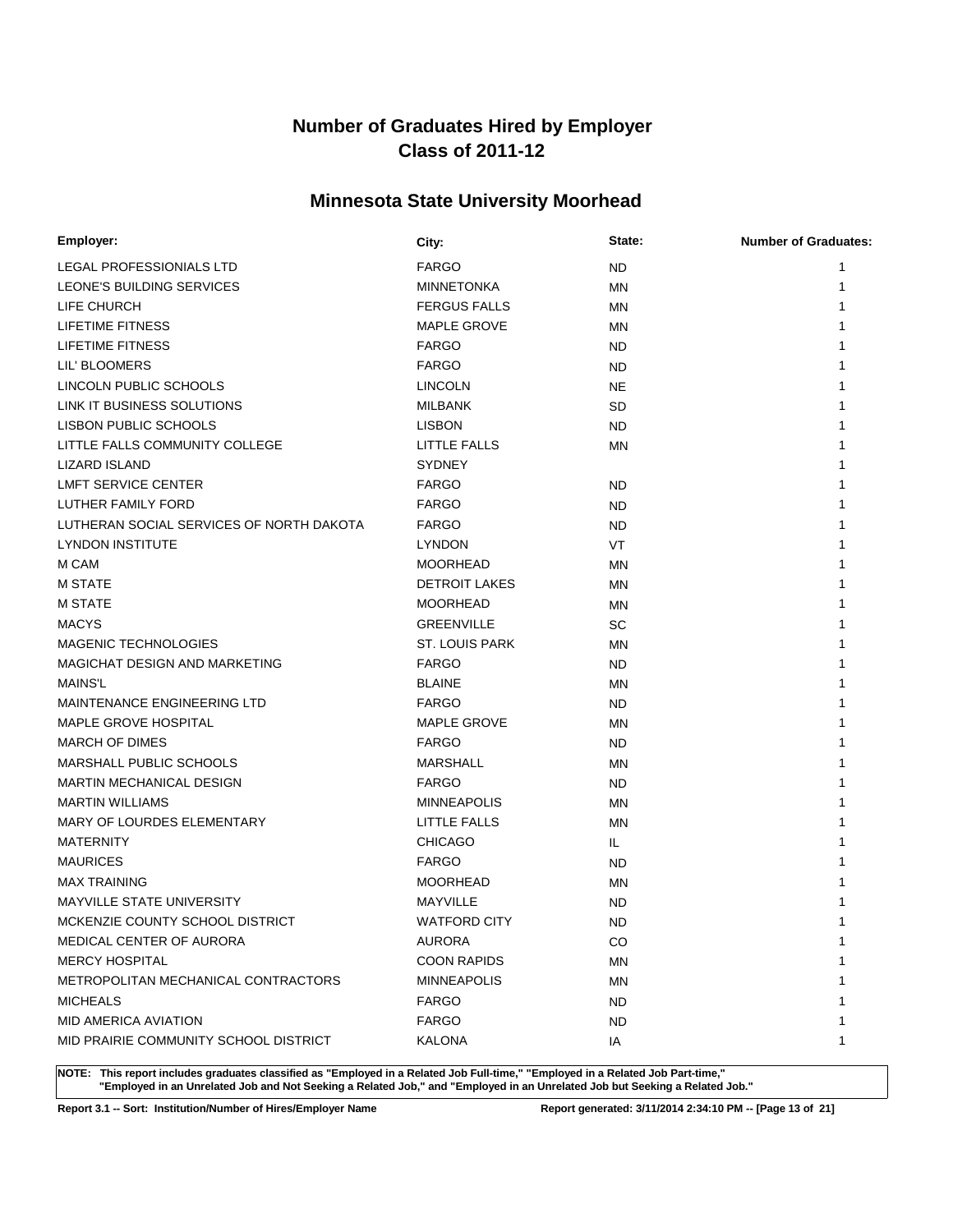# Number of Graduates Hired by Employer
# Class of 2011-12

## Minnesota State University Moorhead

| Employer: | City: | State: | Number of Graduates: |
|---|---|---|---|
| LEGAL PROFESSIONIALS LTD | FARGO | ND | 1 |
| LEONE'S BUILDING SERVICES | MINNETONKA | MN | 1 |
| LIFE CHURCH | FERGUS FALLS | MN | 1 |
| LIFETIME FITNESS | MAPLE GROVE | MN | 1 |
| LIFETIME FITNESS | FARGO | ND | 1 |
| LIL' BLOOMERS | FARGO | ND | 1 |
| LINCOLN PUBLIC SCHOOLS | LINCOLN | NE | 1 |
| LINK IT BUSINESS SOLUTIONS | MILBANK | SD | 1 |
| LISBON PUBLIC SCHOOLS | LISBON | ND | 1 |
| LITTLE FALLS COMMUNITY COLLEGE | LITTLE FALLS | MN | 1 |
| LIZARD ISLAND | SYDNEY | | 1 |
| LMFT SERVICE CENTER | FARGO | ND | 1 |
| LUTHER FAMILY FORD | FARGO | ND | 1 |
| LUTHERAN SOCIAL SERVICES OF NORTH DAKOTA | FARGO | ND | 1 |
| LYNDON INSTITUTE | LYNDON | VT | 1 |
| M CAM | MOORHEAD | MN | 1 |
| M STATE | DETROIT LAKES | MN | 1 |
| M STATE | MOORHEAD | MN | 1 |
| MACYS | GREENVILLE | SC | 1 |
| MAGENIC TECHNOLOGIES | ST. LOUIS PARK | MN | 1 |
| MAGICHAT DESIGN AND MARKETING | FARGO | ND | 1 |
| MAINS'L | BLAINE | MN | 1 |
| MAINTENANCE ENGINEERING LTD | FARGO | ND | 1 |
| MAPLE GROVE HOSPITAL | MAPLE GROVE | MN | 1 |
| MARCH OF DIMES | FARGO | ND | 1 |
| MARSHALL PUBLIC SCHOOLS | MARSHALL | MN | 1 |
| MARTIN MECHANICAL DESIGN | FARGO | ND | 1 |
| MARTIN WILLIAMS | MINNEAPOLIS | MN | 1 |
| MARY OF LOURDES ELEMENTARY | LITTLE FALLS | MN | 1 |
| MATERNITY | CHICAGO | IL | 1 |
| MAURICES | FARGO | ND | 1 |
| MAX TRAINING | MOORHEAD | MN | 1 |
| MAYVILLE STATE UNIVERSITY | MAYVILLE | ND | 1 |
| MCKENZIE COUNTY SCHOOL DISTRICT | WATFORD CITY | ND | 1 |
| MEDICAL CENTER OF AURORA | AURORA | CO | 1 |
| MERCY HOSPITAL | COON RAPIDS | MN | 1 |
| METROPOLITAN MECHANICAL CONTRACTORS | MINNEAPOLIS | MN | 1 |
| MICHEALS | FARGO | ND | 1 |
| MID AMERICA AVIATION | FARGO | ND | 1 |
| MID PRAIRIE COMMUNITY SCHOOL DISTRICT | KALONA | IA | 1 |

**NOTE: This report includes graduates classified as "Employed in a Related Job Full-time," "Employed in a Related Job Part-time," "Employed in an Unrelated Job and Not Seeking a Related Job," and "Employed in an Unrelated Job but Seeking a Related Job."**

**Report 3.1 -- Sort: Institution/Number of Hires/Employer Name** **Report generated: 3/11/2014 2:34:10 PM**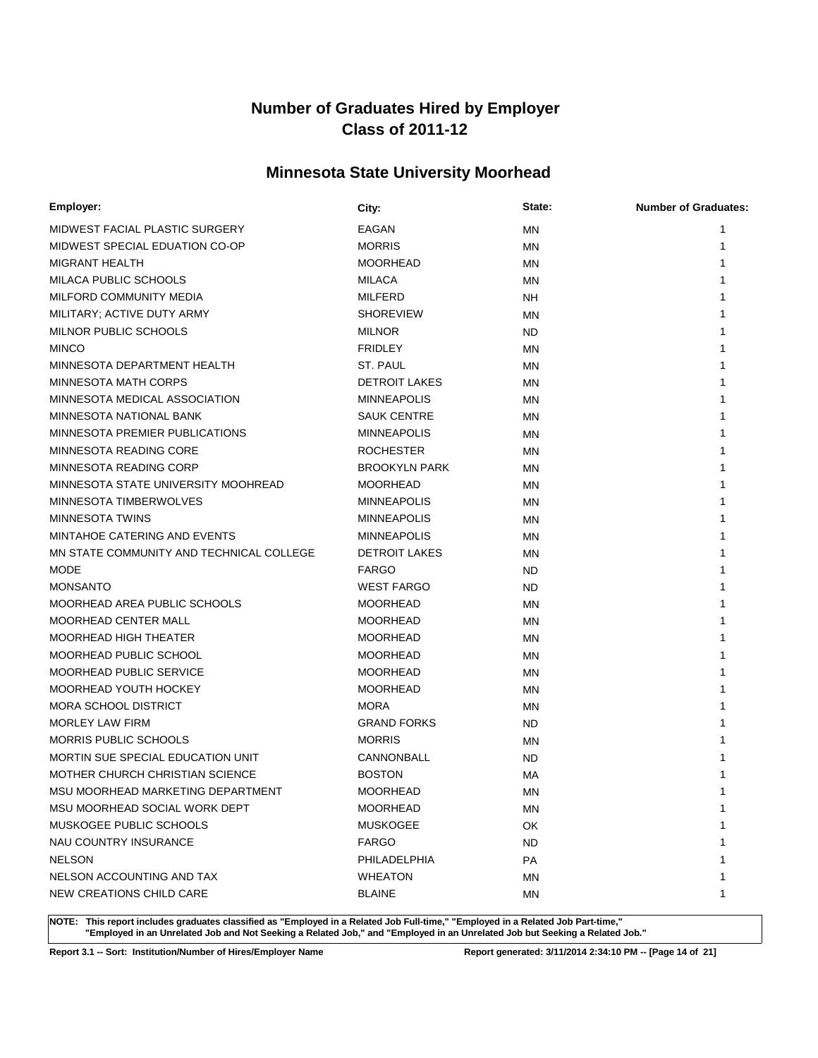# Number of Graduates Hired by Employer
# Class of 2011-12

## Minnesota State University Moorhead

| Employer: | City: | State: | Number of Graduates: |
|---|---|---|---|
| MIDWEST FACIAL PLASTIC SURGERY | EAGAN | MN | 1 |
| MIDWEST SPECIAL EDUATION CO-OP | MORRIS | MN | 1 |
| MIGRANT HEALTH | MOORHEAD | MN | 1 |
| MILACA PUBLIC SCHOOLS | MILACA | MN | 1 |
| MILFORD COMMUNITY MEDIA | MILFERD | NH | 1 |
| MILITARY; ACTIVE DUTY ARMY | SHOREVIEW | MN | 1 |
| MILNOR PUBLIC SCHOOLS | MILNOR | ND | 1 |
| MINCO | FRIDLEY | MN | 1 |
| MINNESOTA DEPARTMENT HEALTH | ST. PAUL | MN | 1 |
| MINNESOTA MATH CORPS | DETROIT LAKES | MN | 1 |
| MINNESOTA MEDICAL ASSOCIATION | MINNEAPOLIS | MN | 1 |
| MINNESOTA NATIONAL BANK | SAUK CENTRE | MN | 1 |
| MINNESOTA PREMIER PUBLICATIONS | MINNEAPOLIS | MN | 1 |
| MINNESOTA READING CORE | ROCHESTER | MN | 1 |
| MINNESOTA READING CORP | BROOKYLN PARK | MN | 1 |
| MINNESOTA STATE UNIVERSITY MOOHREAD | MOORHEAD | MN | 1 |
| MINNESOTA TIMBERWOLVES | MINNEAPOLIS | MN | 1 |
| MINNESOTA TWINS | MINNEAPOLIS | MN | 1 |
| MINTAHOE CATERING AND EVENTS | MINNEAPOLIS | MN | 1 |
| MN STATE COMMUNITY AND TECHNICAL COLLEGE | DETROIT LAKES | MN | 1 |
| MODE | FARGO | ND | 1 |
| MONSANTO | WEST FARGO | ND | 1 |
| MOORHEAD AREA PUBLIC SCHOOLS | MOORHEAD | MN | 1 |
| MOORHEAD CENTER MALL | MOORHEAD | MN | 1 |
| MOORHEAD HIGH THEATER | MOORHEAD | MN | 1 |
| MOORHEAD PUBLIC SCHOOL | MOORHEAD | MN | 1 |
| MOORHEAD PUBLIC SERVICE | MOORHEAD | MN | 1 |
| MOORHEAD YOUTH HOCKEY | MOORHEAD | MN | 1 |
| MORA SCHOOL DISTRICT | MORA | MN | 1 |
| MORLEY LAW FIRM | GRAND FORKS | ND | 1 |
| MORRIS PUBLIC SCHOOLS | MORRIS | MN | 1 |
| MORTIN SUE SPECIAL EDUCATION UNIT | CANNONBALL | ND | 1 |
| MOTHER CHURCH CHRISTIAN SCIENCE | BOSTON | MA | 1 |
| MSU MOORHEAD MARKETING DEPARTMENT | MOORHEAD | MN | 1 |
| MSU MOORHEAD SOCIAL WORK DEPT | MOORHEAD | MN | 1 |
| MUSKOGEE PUBLIC SCHOOLS | MUSKOGEE | OK | 1 |
| NAU COUNTRY INSURANCE | FARGO | ND | 1 |
| NELSON | PHILADELPHIA | PA | 1 |
| NELSON ACCOUNTING AND TAX | WHEATON | MN | 1 |
| NEW CREATIONS CHILD CARE | BLAINE | MN | 1 |

**NOTE: This report includes graduates classified as "Employed in a Related Job Full-time," "Employed in a Related Job Part-time," "Employed in an Unrelated Job and Not Seeking a Related Job," and "Employed in an Unrelated Job but Seeking a Related Job."**

**Report 3.1 -- Sort: Institution/Number of Hires/Employer Name** **Report generated: 3/11/2014 2:34:10 PM**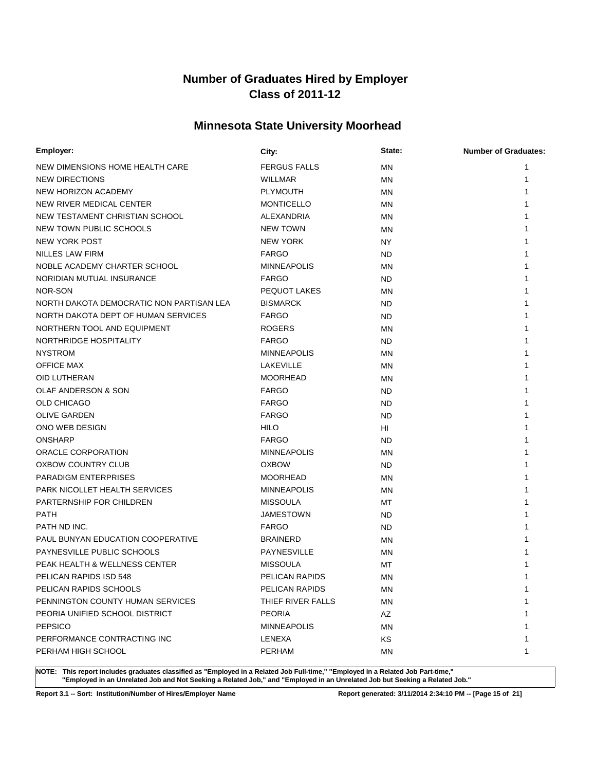# Number of Graduates Hired by Employer
# Class of 2011-12

## Minnesota State University Moorhead

| Employer: | City: | State: | Number of Graduates: |
|---|---|---|---|
| NEW DIMENSIONS HOME HEALTH CARE | FERGUS FALLS | MN | 1 |
| NEW DIRECTIONS | WILLMAR | MN | 1 |
| NEW HORIZON ACADEMY | PLYMOUTH | MN | 1 |
| NEW RIVER MEDICAL CENTER | MONTICELLO | MN | 1 |
| NEW TESTAMENT CHRISTIAN SCHOOL | ALEXANDRIA | MN | 1 |
| NEW TOWN PUBLIC SCHOOLS | NEW TOWN | MN | 1 |
| NEW YORK POST | NEW YORK | NY | 1 |
| NILLES LAW FIRM | FARGO | ND | 1 |
| NOBLE ACADEMY CHARTER SCHOOL | MINNEAPOLIS | MN | 1 |
| NORIDIAN MUTUAL INSURANCE | FARGO | ND | 1 |
| NOR-SON | PEQUOT LAKES | MN | 1 |
| NORTH DAKOTA DEMOCRATIC NON PARTISAN LEA | BISMARCK | ND | 1 |
| NORTH DAKOTA DEPT OF HUMAN SERVICES | FARGO | ND | 1 |
| NORTHERN TOOL AND EQUIPMENT | ROGERS | MN | 1 |
| NORTHRIDGE HOSPITALITY | FARGO | ND | 1 |
| NYSTROM | MINNEAPOLIS | MN | 1 |
| OFFICE MAX | LAKEVILLE | MN | 1 |
| OID LUTHERAN | MOORHEAD | MN | 1 |
| OLAF ANDERSON & SON | FARGO | ND | 1 |
| OLD CHICAGO | FARGO | ND | 1 |
| OLIVE GARDEN | FARGO | ND | 1 |
| ONO WEB DESIGN | HILO | HI | 1 |
| ONSHARP | FARGO | ND | 1 |
| ORACLE CORPORATION | MINNEAPOLIS | MN | 1 |
| OXBOW COUNTRY CLUB | OXBOW | ND | 1 |
| PARADIGM ENTERPRISES | MOORHEAD | MN | 1 |
| PARK NICOLLET HEALTH SERVICES | MINNEAPOLIS | MN | 1 |
| PARTERNSHIP FOR CHILDREN | MISSOULA | MT | 1 |
| PATH | JAMESTOWN | ND | 1 |
| PATH ND INC. | FARGO | ND | 1 |
| PAUL BUNYAN EDUCATION COOPERATIVE | BRAINERD | MN | 1 |
| PAYNESVILLE PUBLIC SCHOOLS | PAYNESVILLE | MN | 1 |
| PEAK HEALTH & WELLNESS CENTER | MISSOULA | MT | 1 |
| PELICAN RAPIDS ISD 548 | PELICAN RAPIDS | MN | 1 |
| PELICAN RAPIDS SCHOOLS | PELICAN RAPIDS | MN | 1 |
| PENNINGTON COUNTY HUMAN SERVICES | THIEF RIVER FALLS | MN | 1 |
| PEORIA UNIFIED SCHOOL DISTRICT | PEORIA | AZ | 1 |
| PEPSICO | MINNEAPOLIS | MN | 1 |
| PERFORMANCE CONTRACTING INC | LENEXA | KS | 1 |
| PERHAM HIGH SCHOOL | PERHAM | MN | 1 |

**NOTE: This report includes graduates classified as "Employed in a Related Job Full-time," "Employed in a Related Job Part-time," "Employed in an Unrelated Job and Not Seeking a Related Job," and "Employed in an Unrelated Job but Seeking a Related Job."**

**Report 3.1 -- Sort: Institution/Number of Hires/Employer Name**

**Report generated: 3/11/2014 2:34:10 PM**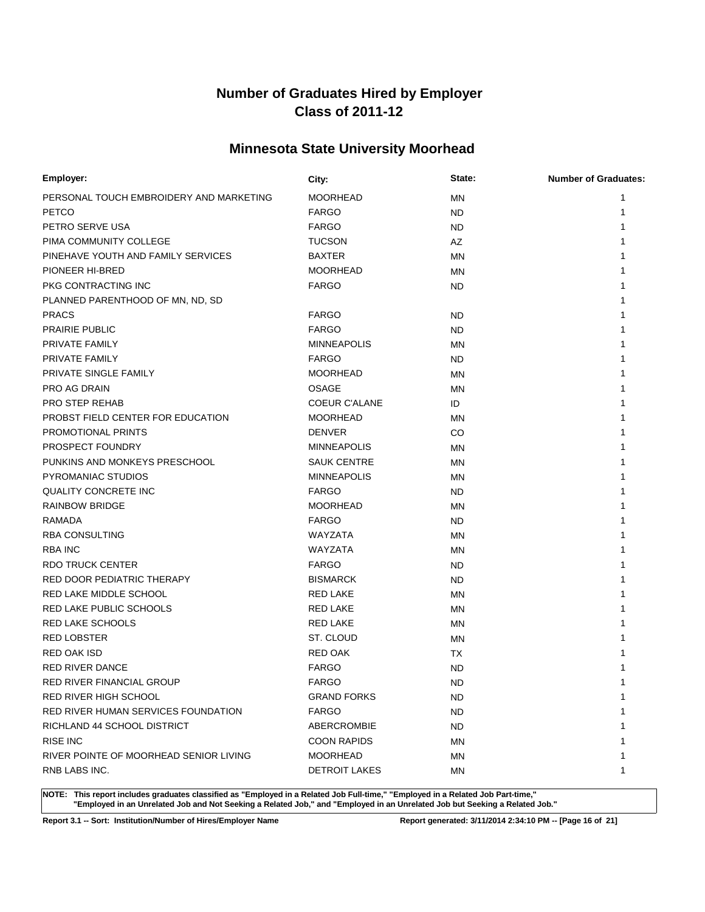# Number of Graduates Hired by Employer
# Class of 2011-12

## Minnesota State University Moorhead

| Employer: | City: | State: | Number of Graduates: |
|---|---|---|---|
| PERSONAL TOUCH EMBROIDERY AND MARKETING | MOORHEAD | MN | 1 |
| PETCO | FARGO | ND | 1 |
| PETRO SERVE USA | FARGO | ND | 1 |
| PIMA COMMUNITY COLLEGE | TUCSON | AZ | 1 |
| PINEHAVE YOUTH AND FAMILY SERVICES | BAXTER | MN | 1 |
| PIONEER HI-BRED | MOORHEAD | MN | 1 |
| PKG CONTRACTING INC | FARGO | ND | 1 |
| PLANNED PARENTHOOD OF MN, ND, SD | | | 1 |
| PRACS | FARGO | ND | 1 |
| PRAIRIE PUBLIC | FARGO | ND | 1 |
| PRIVATE FAMILY | MINNEAPOLIS | MN | 1 |
| PRIVATE FAMILY | FARGO | ND | 1 |
| PRIVATE SINGLE FAMILY | MOORHEAD | MN | 1 |
| PRO AG DRAIN | OSAGE | MN | 1 |
| PRO STEP REHAB | COEUR C'ALANE | ID | 1 |
| PROBST FIELD CENTER FOR EDUCATION | MOORHEAD | MN | 1 |
| PROMOTIONAL PRINTS | DENVER | CO | 1 |
| PROSPECT FOUNDRY | MINNEAPOLIS | MN | 1 |
| PUNKINS AND MONKEYS PRESCHOOL | SAUK CENTRE | MN | 1 |
| PYROMANIAC STUDIOS | MINNEAPOLIS | MN | 1 |
| QUALITY CONCRETE INC | FARGO | ND | 1 |
| RAINBOW BRIDGE | MOORHEAD | MN | 1 |
| RAMADA | FARGO | ND | 1 |
| RBA CONSULTING | WAYZATA | MN | 1 |
| RBA INC | WAYZATA | MN | 1 |
| RDO TRUCK CENTER | FARGO | ND | 1 |
| RED DOOR PEDIATRIC THERAPY | BISMARCK | ND | 1 |
| RED LAKE MIDDLE SCHOOL | RED LAKE | MN | 1 |
| RED LAKE PUBLIC SCHOOLS | RED LAKE | MN | 1 |
| RED LAKE SCHOOLS | RED LAKE | MN | 1 |
| RED LOBSTER | ST. CLOUD | MN | 1 |
| RED OAK ISD | RED OAK | TX | 1 |
| RED RIVER DANCE | FARGO | ND | 1 |
| RED RIVER FINANCIAL GROUP | FARGO | ND | 1 |
| RED RIVER HIGH SCHOOL | GRAND FORKS | ND | 1 |
| RED RIVER HUMAN SERVICES FOUNDATION | FARGO | ND | 1 |
| RICHLAND 44 SCHOOL DISTRICT | ABERCROMBIE | ND | 1 |
| RISE INC | COON RAPIDS | MN | 1 |
| RIVER POINTE OF MOORHEAD SENIOR LIVING | MOORHEAD | MN | 1 |
| RNB LABS INC. | DETROIT LAKES | MN | 1 |

**NOTE: This report includes graduates classified as "Employed in a Related Job Full-time," "Employed in a Related Job Part-time," "Employed in an Unrelated Job and Not Seeking a Related Job," and "Employed in an Unrelated Job but Seeking a Related Job."**

**Report 3.1 -- Sort: Institution/Number of Hires/Employer Name** **Report generated: 3/11/2014 2:34:10 PM**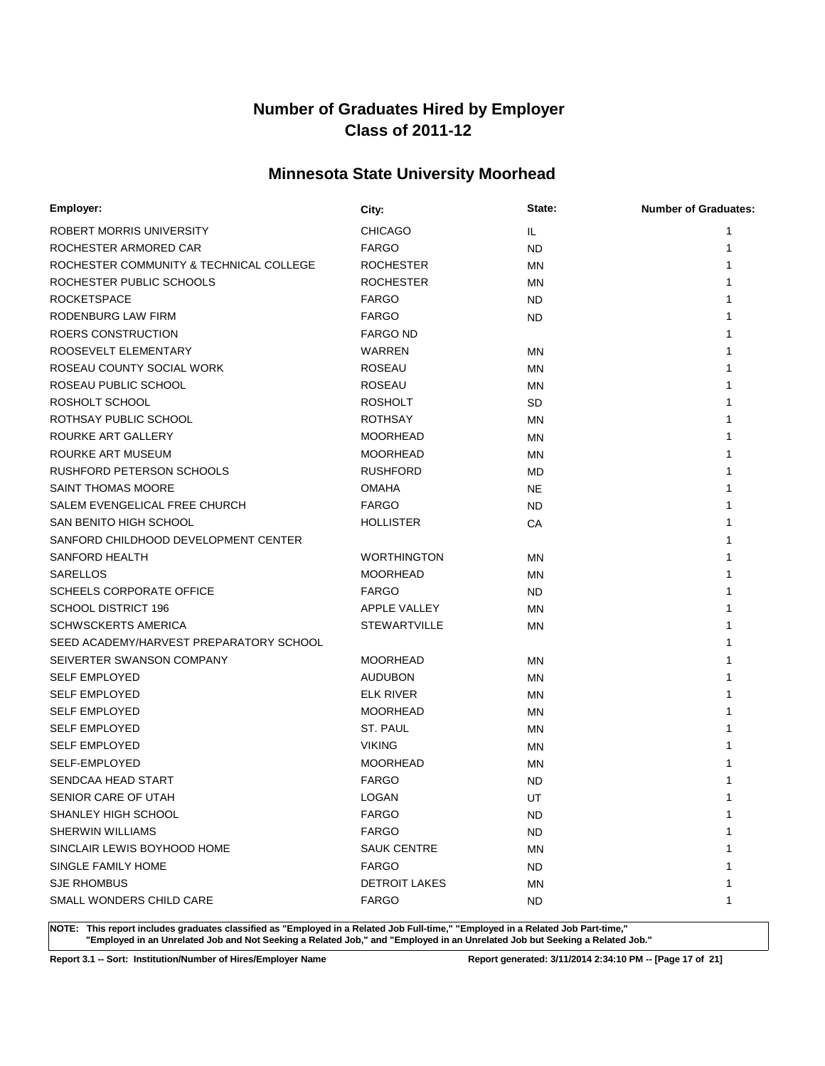# Number of Graduates Hired by Employer
# Class of 2011-12

## Minnesota State University Moorhead

| Employer: | City: | State: | Number of Graduates: |
|---|---|---|---|
| ROBERT MORRIS UNIVERSITY | CHICAGO | IL | 1 |
| ROCHESTER ARMORED CAR | FARGO | ND | 1 |
| ROCHESTER COMMUNITY & TECHNICAL COLLEGE | ROCHESTER | MN | 1 |
| ROCHESTER PUBLIC SCHOOLS | ROCHESTER | MN | 1 |
| ROCKETSPACE | FARGO | ND | 1 |
| RODENBURG LAW FIRM | FARGO | ND | 1 |
| ROERS CONSTRUCTION | FARGO ND | | 1 |
| ROOSEVELT ELEMENTARY | WARREN | MN | 1 |
| ROSEAU COUNTY SOCIAL WORK | ROSEAU | MN | 1 |
| ROSEAU PUBLIC SCHOOL | ROSEAU | MN | 1 |
| ROSHOLT SCHOOL | ROSHOLT | SD | 1 |
| ROTHSAY PUBLIC SCHOOL | ROTHSAY | MN | 1 |
| ROURKE ART GALLERY | MOORHEAD | MN | 1 |
| ROURKE ART MUSEUM | MOORHEAD | MN | 1 |
| RUSHFORD PETERSON SCHOOLS | RUSHFORD | MD | 1 |
| SAINT THOMAS MOORE | OMAHA | NE | 1 |
| SALEM EVENGELICAL FREE CHURCH | FARGO | ND | 1 |
| SAN BENITO HIGH SCHOOL | HOLLISTER | CA | 1 |
| SANFORD CHILDHOOD DEVELOPMENT CENTER | | | 1 |
| SANFORD HEALTH | WORTHINGTON | MN | 1 |
| SARELLOS | MOORHEAD | MN | 1 |
| SCHEELS CORPORATE OFFICE | FARGO | ND | 1 |
| SCHOOL DISTRICT 196 | APPLE VALLEY | MN | 1 |
| SCHWSCKERTS AMERICA | STEWARTVILLE | MN | 1 |
| SEED ACADEMY/HARVEST PREPARATORY SCHOOL | | | 1 |
| SEIVERTER SWANSON COMPANY | MOORHEAD | MN | 1 |
| SELF EMPLOYED | AUDUBON | MN | 1 |
| SELF EMPLOYED | ELK RIVER | MN | 1 |
| SELF EMPLOYED | MOORHEAD | MN | 1 |
| SELF EMPLOYED | ST. PAUL | MN | 1 |
| SELF EMPLOYED | VIKING | MN | 1 |
| SELF-EMPLOYED | MOORHEAD | MN | 1 |
| SENDCAA HEAD START | FARGO | ND | 1 |
| SENIOR CARE OF UTAH | LOGAN | UT | 1 |
| SHANLEY HIGH SCHOOL | FARGO | ND | 1 |
| SHERWIN WILLIAMS | FARGO | ND | 1 |
| SINCLAIR LEWIS BOYHOOD HOME | SAUK CENTRE | MN | 1 |
| SINGLE FAMILY HOME | FARGO | ND | 1 |
| SJE RHOMBUS | DETROIT LAKES | MN | 1 |
| SMALL WONDERS CHILD CARE | FARGO | ND | 1 |

**NOTE: This report includes graduates classified as "Employed in a Related Job Full-time," "Employed in a Related Job Part-time," "Employed in an Unrelated Job and Not Seeking a Related Job," and "Employed in an Unrelated Job but Seeking a Related Job."**

**Report 3.1 -- Sort: Institution/Number of Hires/Employer Name** Report generated: 3/11/2014 2:34:10 PM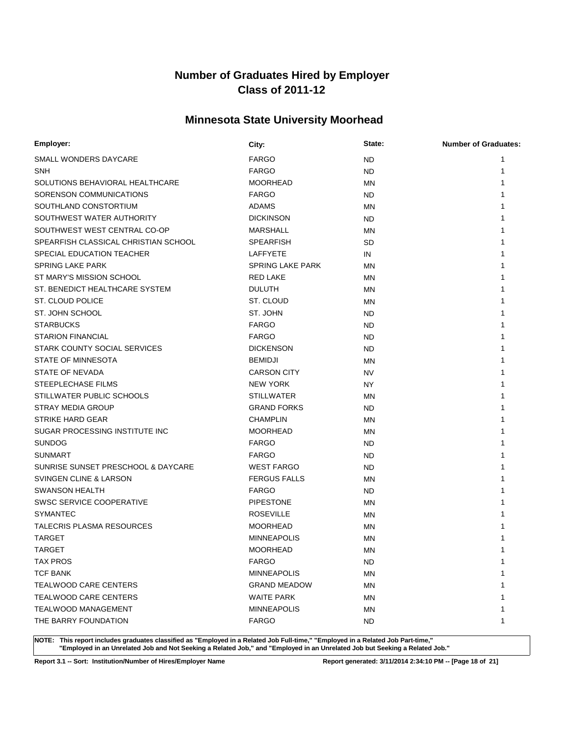# Number of Graduates Hired by Employer
# Class of 2011-12

## Minnesota State University Moorhead

| Employer: | City: | State: | Number of Graduates: |
|---|---|---|---|
| SMALL WONDERS DAYCARE | FARGO | ND | 1 |
| SNH | FARGO | ND | 1 |
| SOLUTIONS BEHAVIORAL HEALTHCARE | MOORHEAD | MN | 1 |
| SORENSON COMMUNICATIONS | FARGO | ND | 1 |
| SOUTHLAND CONSTORTIUM | ADAMS | MN | 1 |
| SOUTHWEST WATER AUTHORITY | DICKINSON | ND | 1 |
| SOUTHWEST WEST CENTRAL CO-OP | MARSHALL | MN | 1 |
| SPEARFISH CLASSICAL CHRISTIAN SCHOOL | SPEARFISH | SD | 1 |
| SPECIAL EDUCATION TEACHER | LAFFYETE | IN | 1 |
| SPRING LAKE PARK | SPRING LAKE PARK | MN | 1 |
| ST MARY'S MISSION SCHOOL | RED LAKE | MN | 1 |
| ST. BENEDICT HEALTHCARE SYSTEM | DULUTH | MN | 1 |
| ST. CLOUD POLICE | ST. CLOUD | MN | 1 |
| ST. JOHN SCHOOL | ST. JOHN | ND | 1 |
| STARBUCKS | FARGO | ND | 1 |
| STARION FINANCIAL | FARGO | ND | 1 |
| STARK COUNTY SOCIAL SERVICES | DICKENSON | ND | 1 |
| STATE OF MINNESOTA | BEMIDJI | MN | 1 |
| STATE OF NEVADA | CARSON CITY | NV | 1 |
| STEEPLECHASE FILMS | NEW YORK | NY | 1 |
| STILLWATER PUBLIC SCHOOLS | STILLWATER | MN | 1 |
| STRAY MEDIA GROUP | GRAND FORKS | ND | 1 |
| STRIKE HARD GEAR | CHAMPLIN | MN | 1 |
| SUGAR PROCESSING INSTITUTE INC | MOORHEAD | MN | 1 |
| SUNDOG | FARGO | ND | 1 |
| SUNMART | FARGO | ND | 1 |
| SUNRISE SUNSET PRESCHOOL & DAYCARE | WEST FARGO | ND | 1 |
| SVINGEN CLINE & LARSON | FERGUS FALLS | MN | 1 |
| SWANSON HEALTH | FARGO | ND | 1 |
| SWSC SERVICE COOPERATIVE | PIPESTONE | MN | 1 |
| SYMANTEC | ROSEVILLE | MN | 1 |
| TALECRIS PLASMA RESOURCES | MOORHEAD | MN | 1 |
| TARGET | MINNEAPOLIS | MN | 1 |
| TARGET | MOORHEAD | MN | 1 |
| TAX PROS | FARGO | ND | 1 |
| TCF BANK | MINNEAPOLIS | MN | 1 |
| TEALWOOD CARE CENTERS | GRAND MEADOW | MN | 1 |
| TEALWOOD CARE CENTERS | WAITE PARK | MN | 1 |
| TEALWOOD MANAGEMENT | MINNEAPOLIS | MN | 1 |
| THE BARRY FOUNDATION | FARGO | ND | 1 |

**NOTE: This report includes graduates classified as "Employed in a Related Job Full-time," "Employed in a Related Job Part-time," "Employed in an Unrelated Job and Not Seeking a Related Job," and "Employed in an Unrelated Job but Seeking a Related Job."**

**Report 3.1 -- Sort: Institution/Number of Hires/Employer Name** **Report generated: 3/11/2014 2:34:10 PM**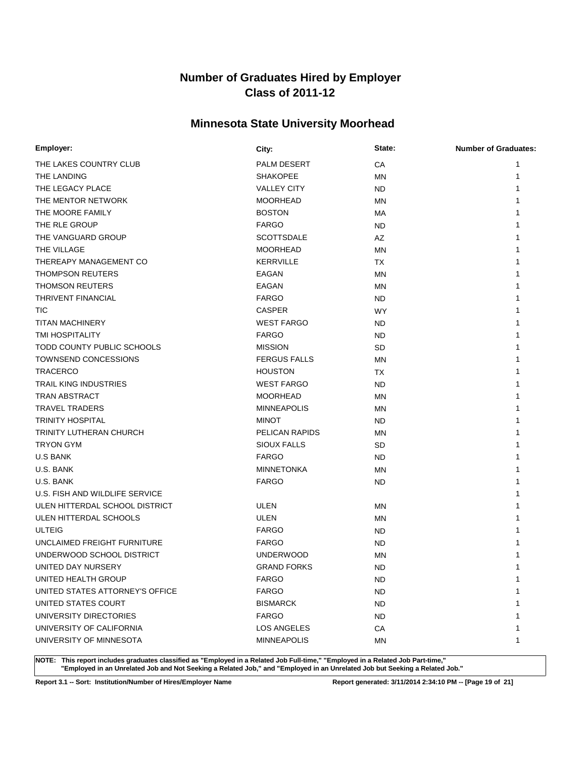# Number of Graduates Hired by Employer
# Class of 2011-12

## Minnesota State University Moorhead

| Employer: | City: | State: | Number of Graduates: |
|---|---|---|---|
| THE LAKES COUNTRY CLUB | PALM DESERT | CA | 1 |
| THE LANDING | SHAKOPEE | MN | 1 |
| THE LEGACY PLACE | VALLEY CITY | ND | 1 |
| THE MENTOR NETWORK | MOORHEAD | MN | 1 |
| THE MOORE FAMILY | BOSTON | MA | 1 |
| THE RLE GROUP | FARGO | ND | 1 |
| THE VANGUARD GROUP | SCOTTSDALE | AZ | 1 |
| THE VILLAGE | MOORHEAD | MN | 1 |
| THEREAPY MANAGEMENT CO | KERRVILLE | TX | 1 |
| THOMPSON REUTERS | EAGAN | MN | 1 |
| THOMSON REUTERS | EAGAN | MN | 1 |
| THRIVENT FINANCIAL | FARGO | ND | 1 |
| TIC | CASPER | WY | 1 |
| TITAN MACHINERY | WEST FARGO | ND | 1 |
| TMI HOSPITALITY | FARGO | ND | 1 |
| TODD COUNTY PUBLIC SCHOOLS | MISSION | SD | 1 |
| TOWNSEND CONCESSIONS | FERGUS FALLS | MN | 1 |
| TRACERCO | HOUSTON | TX | 1 |
| TRAIL KING INDUSTRIES | WEST FARGO | ND | 1 |
| TRAN ABSTRACT | MOORHEAD | MN | 1 |
| TRAVEL TRADERS | MINNEAPOLIS | MN | 1 |
| TRINITY HOSPITAL | MINOT | ND | 1 |
| TRINITY LUTHERAN CHURCH | PELICAN RAPIDS | MN | 1 |
| TRYON GYM | SIOUX FALLS | SD | 1 |
| U.S BANK | FARGO | ND | 1 |
| U.S. BANK | MINNETONKA | MN | 1 |
| U.S. BANK | FARGO | ND | 1 |
| U.S. FISH AND WILDLIFE SERVICE | | | 1 |
| ULEN HITTERDAL SCHOOL DISTRICT | ULEN | MN | 1 |
| ULEN HITTERDAL SCHOOLS | ULEN | MN | 1 |
| ULTEIG | FARGO | ND | 1 |
| UNCLAIMED FREIGHT FURNITURE | FARGO | ND | 1 |
| UNDERWOOD SCHOOL DISTRICT | UNDERWOOD | MN | 1 |
| UNITED DAY NURSERY | GRAND FORKS | ND | 1 |
| UNITED HEALTH GROUP | FARGO | ND | 1 |
| UNITED STATES ATTORNEY'S OFFICE | FARGO | ND | 1 |
| UNITED STATES COURT | BISMARCK | ND | 1 |
| UNIVERSITY DIRECTORIES | FARGO | ND | 1 |
| UNIVERSITY OF CALIFORNIA | LOS ANGELES | CA | 1 |
| UNIVERSITY OF MINNESOTA | MINNEAPOLIS | MN | 1 |

**NOTE: This report includes graduates classified as "Employed in a Related Job Full-time," "Employed in a Related Job Part-time," "Employed in an Unrelated Job and Not Seeking a Related Job," and "Employed in an Unrelated Job but Seeking a Related Job."**

**Report 3.1 -- Sort: Institution/Number of Hires/Employer Name** **Report generated: 3/11/2014 2:34:10 PM**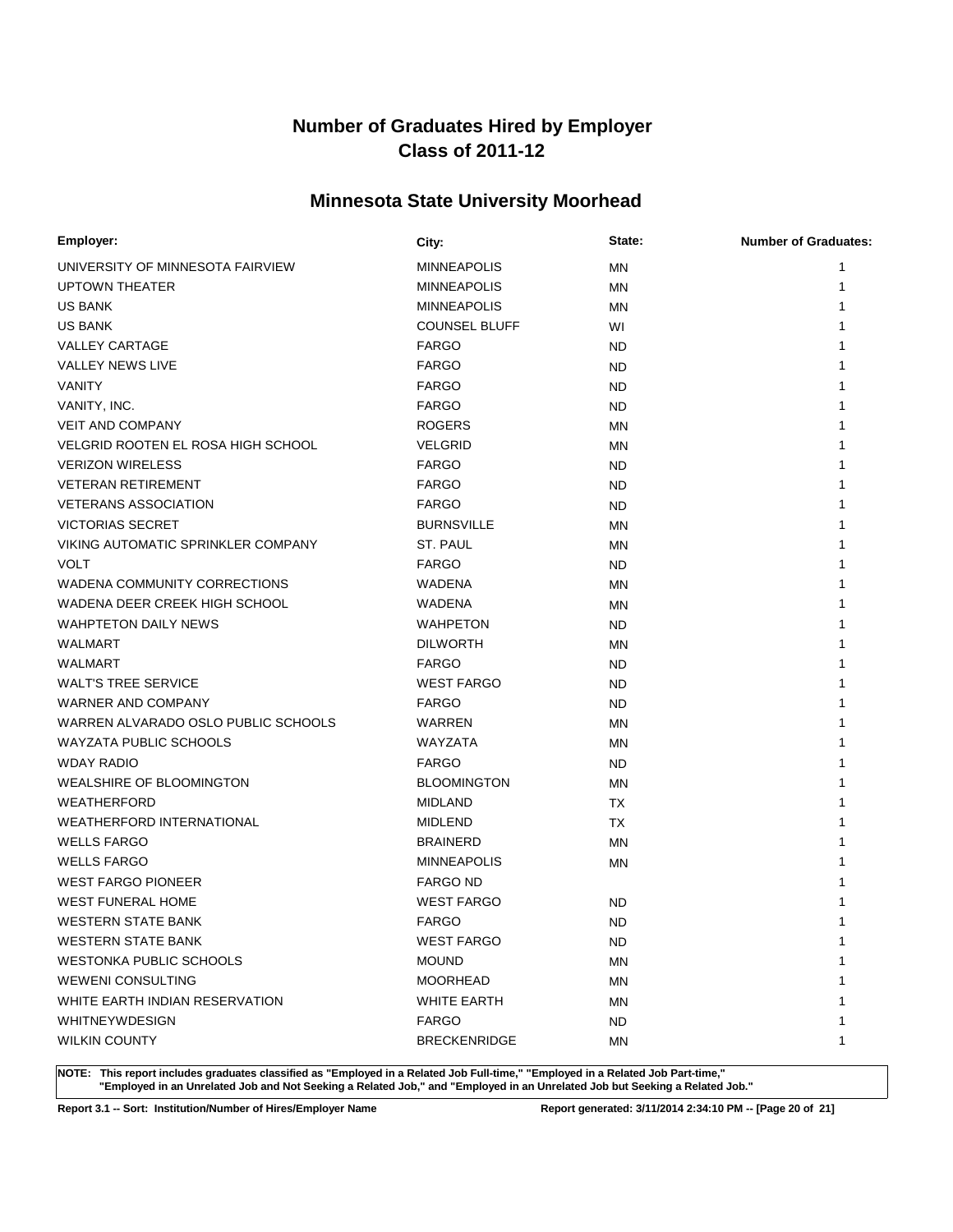# Number of Graduates Hired by Employer
# Class of 2011-12

## Minnesota State University Moorhead

| Employer: | City: | State: | Number of Graduates: |
|---|---|---|---|
| UNIVERSITY OF MINNESOTA FAIRVIEW | MINNEAPOLIS | MN | 1 |
| UPTOWN THEATER | MINNEAPOLIS | MN | 1 |
| US BANK | MINNEAPOLIS | MN | 1 |
| US BANK | COUNSEL BLUFF | WI | 1 |
| VALLEY CARTAGE | FARGO | ND | 1 |
| VALLEY NEWS LIVE | FARGO | ND | 1 |
| VANITY | FARGO | ND | 1 |
| VANITY, INC. | FARGO | ND | 1 |
| VEIT AND COMPANY | ROGERS | MN | 1 |
| VELGRID ROOTEN EL ROSA HIGH SCHOOL | VELGRID | MN | 1 |
| VERIZON WIRELESS | FARGO | ND | 1 |
| VETERAN RETIREMENT | FARGO | ND | 1 |
| VETERANS ASSOCIATION | FARGO | ND | 1 |
| VICTORIAS SECRET | BURNSVILLE | MN | 1 |
| VIKING AUTOMATIC SPRINKLER COMPANY | ST. PAUL | MN | 1 |
| VOLT | FARGO | ND | 1 |
| WADENA COMMUNITY CORRECTIONS | WADENA | MN | 1 |
| WADENA DEER CREEK HIGH SCHOOL | WADENA | MN | 1 |
| WAHPTETON DAILY NEWS | WAHPETON | ND | 1 |
| WALMART | DILWORTH | MN | 1 |
| WALMART | FARGO | ND | 1 |
| WALT'S TREE SERVICE | WEST FARGO | ND | 1 |
| WARNER AND COMPANY | FARGO | ND | 1 |
| WARREN ALVARADO OSLO PUBLIC SCHOOLS | WARREN | MN | 1 |
| WAYZATA PUBLIC SCHOOLS | WAYZATA | MN | 1 |
| WDAY RADIO | FARGO | ND | 1 |
| WEALSHIRE OF BLOOMINGTON | BLOOMINGTON | MN | 1 |
| WEATHERFORD | MIDLAND | TX | 1 |
| WEATHERFORD INTERNATIONAL | MIDLEND | TX | 1 |
| WELLS FARGO | BRAINERD | MN | 1 |
| WELLS FARGO | MINNEAPOLIS | MN | 1 |
| WEST FARGO PIONEER | FARGO ND | | 1 |
| WEST FUNERAL HOME | WEST FARGO | ND | 1 |
| WESTERN STATE BANK | FARGO | ND | 1 |
| WESTERN STATE BANK | WEST FARGO | ND | 1 |
| WESTONKA PUBLIC SCHOOLS | MOUND | MN | 1 |
| WEWENI CONSULTING | MOORHEAD | MN | 1 |
| WHITE EARTH INDIAN RESERVATION | WHITE EARTH | MN | 1 |
| WHITNEYWDESIGN | FARGO | ND | 1 |
| WILKIN COUNTY | BRECKENRIDGE | MN | 1 |

**NOTE: This report includes graduates classified as "Employed in a Related Job Full-time," "Employed in a Related Job Part-time," "Employed in an Unrelated Job and Not Seeking a Related Job," and "Employed in an Unrelated Job but Seeking a Related Job."**

**Report 3.1 -- Sort: Institution/Number of Hires/Employer Name** **Report generated: 3/11/2014 2:34:10 PM**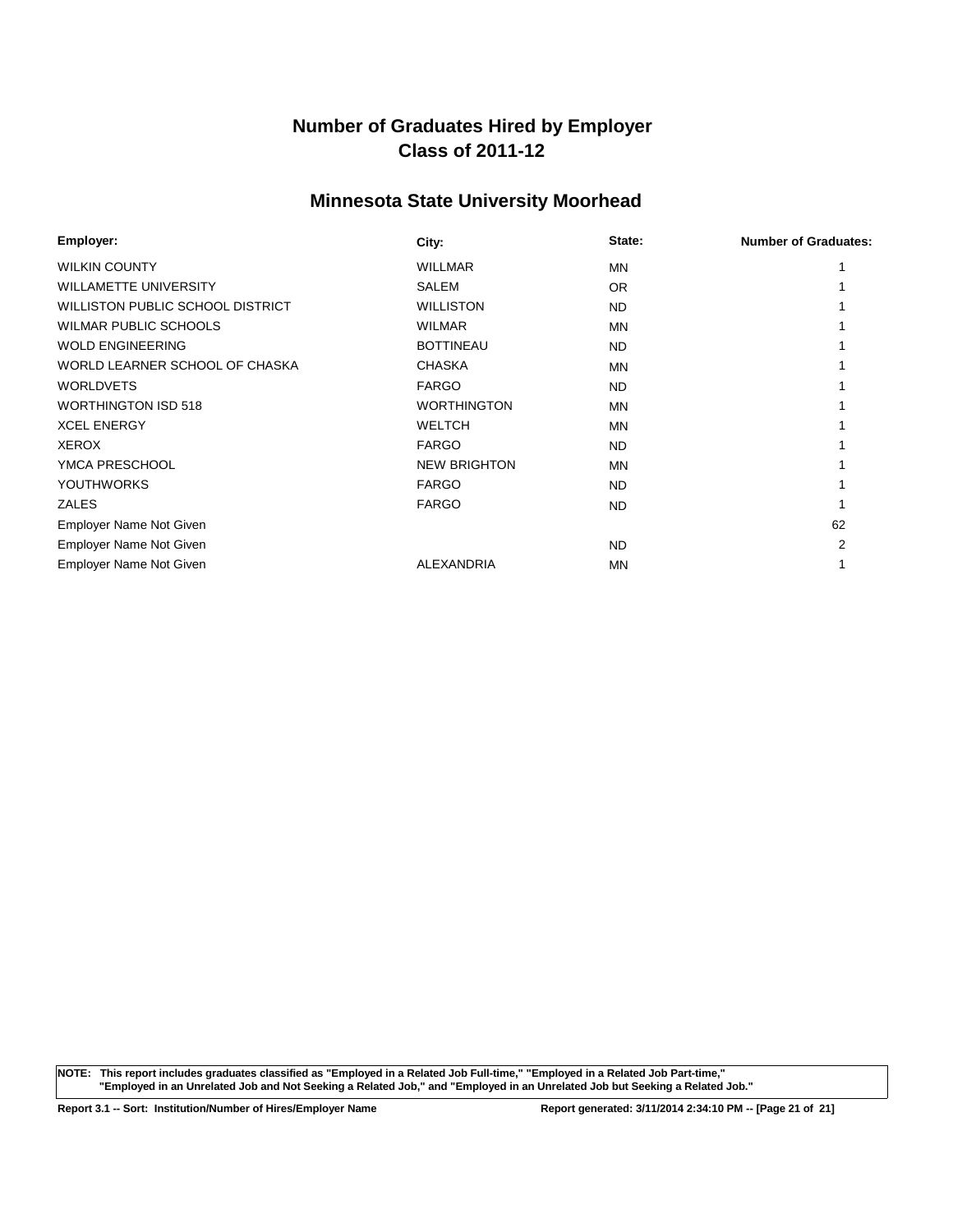# Number of Graduates Hired by Employer
# Class of 2011-12

## Minnesota State University Moorhead

| Employer: | City: | State: | Number of Graduates: |
|---|---|---|---|
| WILKIN COUNTY | WILLMAR | MN | 1 |
| WILLAMETTE UNIVERSITY | SALEM | OR | 1 |
| WILLISTON PUBLIC SCHOOL DISTRICT | WILLISTON | ND | 1 |
| WILMAR PUBLIC SCHOOLS | WILMAR | MN | 1 |
| WOLD ENGINEERING | BOTTINEAU | ND | 1 |
| WORLD LEARNER SCHOOL OF CHASKA | CHASKA | MN | 1 |
| WORLDVETS | FARGO | ND | 1 |
| WORTHINGTON ISD 518 | WORTHINGTON | MN | 1 |
| XCEL ENERGY | WELTCH | MN | 1 |
| XEROX | FARGO | ND | 1 |
| YMCA PRESCHOOL | NEW BRIGHTON | MN | 1 |
| YOUTHWORKS | FARGO | ND | 1 |
| ZALES | FARGO | ND | 1 |
| Employer Name Not Given | | | 62 |
| Employer Name Not Given | | ND | 2 |
| Employer Name Not Given | ALEXANDRIA | MN | 1 |

**NOTE: This report includes graduates classified as "Employed in a Related Job Full-time," "Employed in a Related Job Part-time," "Employed in an Unrelated Job and Not Seeking a Related Job," and "Employed in an Unrelated Job but Seeking a Related Job."**

**Report 3.1 -- Sort: Institution/Number of Hires/Employer Name** **Report generated: 3/11/2014 2:34:10 PM**